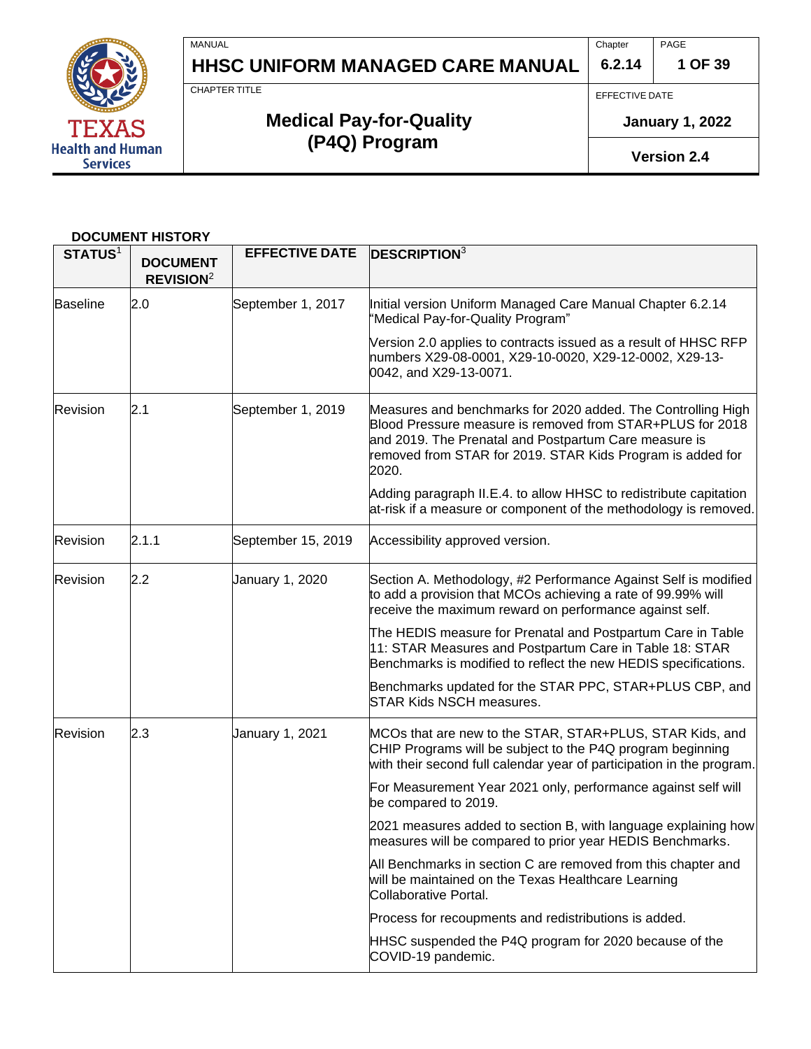MANUAL

**HHSC UNIFORM MANAGED CARE MANUAL**

Chapter **6.2.14**

CHAPTER TITLE

# Medical Pay-for-Quality (P4Q) Program

EFFECTIVE DATE

**January 1, 2022**

**Version 2.4**

**DOCUMENT HISTORY**

| STATUS[1] | DOCUMENT REVISION[2] | EFFECTIVE DATE | DESCRIPTION[3] |
|---|---|---|---|
| Baseline | 2.0 | September 1, 2017 | Initial version Uniform Managed Care Manual Chapter 6.2.14 "Medical Pay-for-Quality Program"<br><br>Version 2.0 applies to contracts issued as a result of HHSC RFP numbers X29-08-0001, X29-10-0020, X29-12-0002, X29-13-0042, and X29-13-0071. |
| Revision | 2.1 | September 1, 2019 | Measures and benchmarks for 2020 added. The Controlling High Blood Pressure measure is removed from STAR+PLUS for 2018 and 2019. The Prenatal and Postpartum Care measure is removed from STAR for 2019. STAR Kids Program is added for 2020.<br><br>Adding paragraph II.E.4. to allow HHSC to redistribute capitation at-risk if a measure or component of the methodology is removed. |
| Revision | 2.1.1 | September 15, 2019 | Accessibility approved version. |
| Revision | 2.2 | January 1, 2020 | Section A. Methodology, #2 Performance Against Self is modified to add a provision that MCOs achieving a rate of 99.99% will receive the maximum reward on performance against self.<br><br>The HEDIS measure for Prenatal and Postpartum Care in Table 11: STAR Measures and Postpartum Care in Table 18: STAR Benchmarks is modified to reflect the new HEDIS specifications.<br><br>Benchmarks updated for the STAR PPC, STAR+PLUS CBP, and STAR Kids NSCH measures. |
| Revision | 2.3 | January 1, 2021 | MCOs that are new to the STAR, STAR+PLUS, STAR Kids, and CHIP Programs will be subject to the P4Q program beginning with their second full calendar year of participation in the program.<br><br>For Measurement Year 2021 only, performance against self will be compared to 2019.<br><br>2021 measures added to section B, with language explaining how measures will be compared to prior year HEDIS Benchmarks.<br><br>All Benchmarks in section C are removed from this chapter and will be maintained on the Texas Healthcare Learning Collaborative Portal.<br><br>Process for recoupments and redistributions is added.<br><br>HHSC suspended the P4Q program for 2020 because of the COVID-19 pandemic. |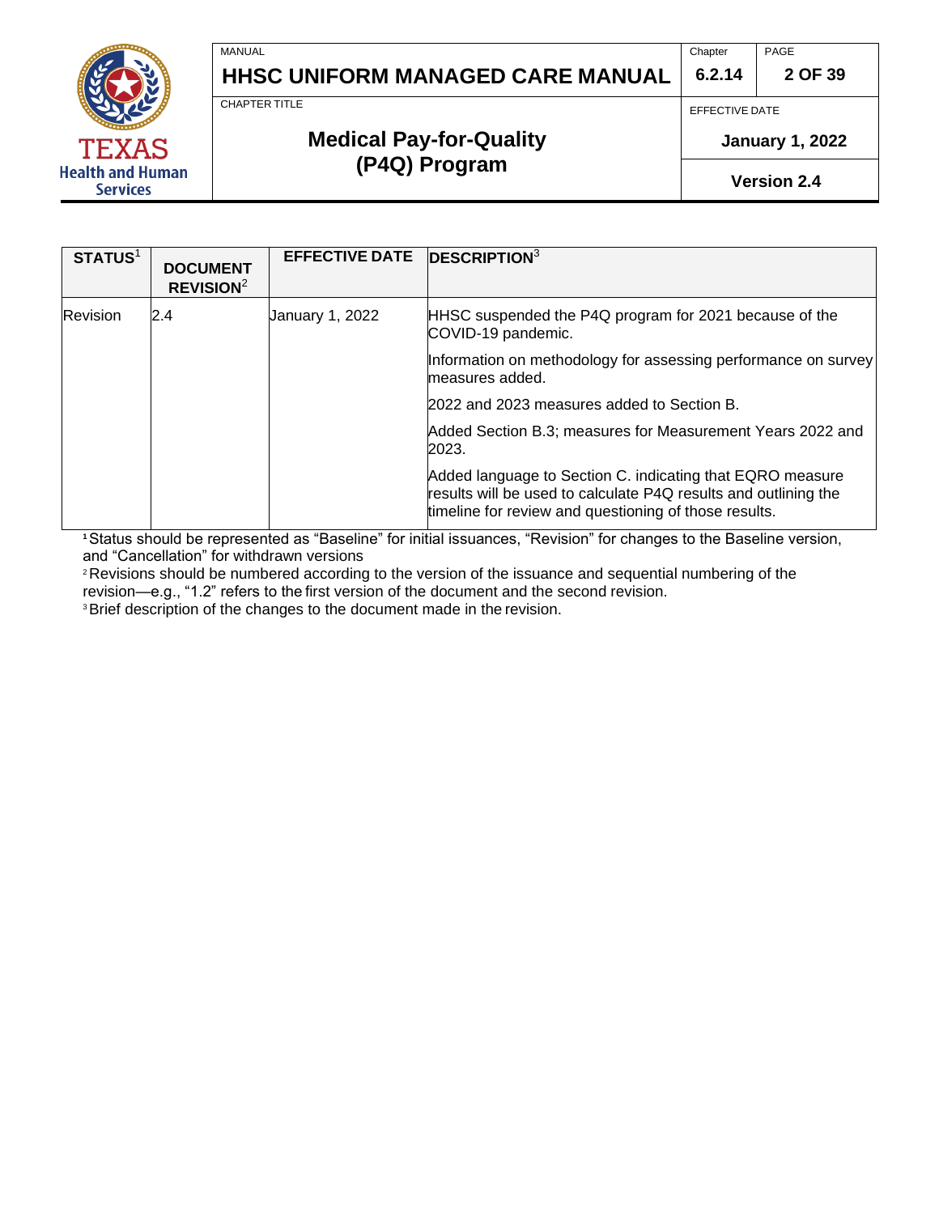| STATUS[1] | DOCUMENT REVISION[2] | EFFECTIVE DATE | DESCRIPTION[3] |
|---|---|---|---|
| Revision | 2.4 | January 1, 2022 | HHSC suspended the P4Q program for 2021 because of the COVID-19 pandemic.<br><br>Information on methodology for assessing performance on survey measures added.<br><br>2022 and 2023 measures added to Section B.<br><br>Added Section B.3; measures for Measurement Years 2022 and 2023.<br><br>Added language to Section C. indicating that EQRO measure results will be used to calculate P4Q results and outlining the timeline for review and questioning of those results. |

[1] Status should be represented as "Baseline" for initial issuances, "Revision" for changes to the Baseline version, and "Cancellation" for withdrawn versions

[2] Revisions should be numbered according to the version of the issuance and sequential numbering of the revision—e.g., "1.2" refers to the first version of the document and the second revision.

[3] Brief description of the changes to the document made in the revision.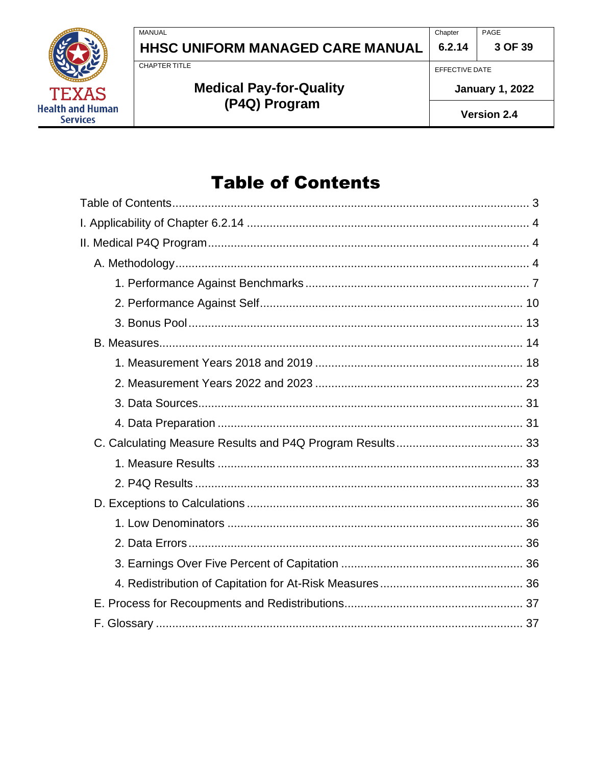# Table of Contents

- Table of Contents ........................................................................................................ 3
- I. Applicability of Chapter 6.2.14 ...................................................................................... 4
- II. Medical P4Q Program ................................................................................................. 4
  - A. Methodology ........................................................................................................... 4
    - 1. Performance Against Benchmarks ..................................................................... 7
    - 2. Performance Against Self ................................................................................. 10
    - 3. Bonus Pool ...................................................................................................... 13
  - B. Measures .............................................................................................................. 14
    - 1. Measurement Years 2018 and 2019 ................................................................ 18
    - 2. Measurement Years 2022 and 2023 ................................................................ 23
    - 3. Data Sources ................................................................................................... 31
    - 4. Data Preparation .............................................................................................. 31
  - C. Calculating Measure Results and P4Q Program Results ....................................... 33
    - 1. Measure Results .............................................................................................. 33
    - 2. P4Q Results ..................................................................................................... 33
  - D. Exceptions to Calculations .................................................................................... 36
    - 1. Low Denominators ........................................................................................... 36
    - 2. Data Errors ....................................................................................................... 36
    - 3. Earnings Over Five Percent of Capitation ........................................................ 36
    - 4. Redistribution of Capitation for At-Risk Measures ............................................ 36
  - E. Process for Recoupments and Redistributions ...................................................... 37
  - F. Glossary ................................................................................................................ 37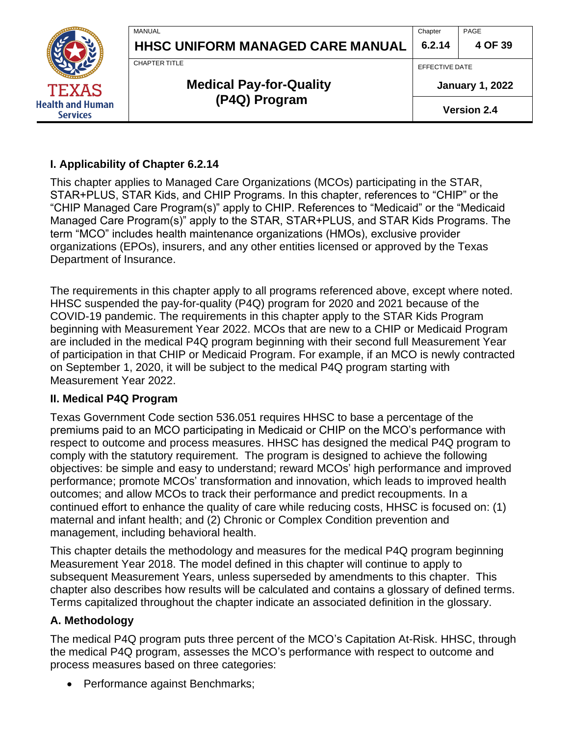## I. Applicability of Chapter 6.2.14

This chapter applies to Managed Care Organizations (MCOs) participating in the STAR, STAR+PLUS, STAR Kids, and CHIP Programs. In this chapter, references to "CHIP" or the "CHIP Managed Care Program(s)" apply to CHIP. References to "Medicaid" or the "Medicaid Managed Care Program(s)" apply to the STAR, STAR+PLUS, and STAR Kids Programs. The term "MCO" includes health maintenance organizations (HMOs), exclusive provider organizations (EPOs), insurers, and any other entities licensed or approved by the Texas Department of Insurance.

The requirements in this chapter apply to all programs referenced above, except where noted. HHSC suspended the pay-for-quality (P4Q) program for 2020 and 2021 because of the COVID-19 pandemic. The requirements in this chapter apply to the STAR Kids Program beginning with Measurement Year 2022. MCOs that are new to a CHIP or Medicaid Program are included in the medical P4Q program beginning with their second full Measurement Year of participation in that CHIP or Medicaid Program. For example, if an MCO is newly contracted on September 1, 2020, it will be subject to the medical P4Q program starting with Measurement Year 2022.

## II. Medical P4Q Program

Texas Government Code section 536.051 requires HHSC to base a percentage of the premiums paid to an MCO participating in Medicaid or CHIP on the MCO's performance with respect to outcome and process measures. HHSC has designed the medical P4Q program to comply with the statutory requirement. The program is designed to achieve the following objectives: be simple and easy to understand; reward MCOs' high performance and improved performance; promote MCOs' transformation and innovation, which leads to improved health outcomes; and allow MCOs to track their performance and predict recoupments. In a continued effort to enhance the quality of care while reducing costs, HHSC is focused on: (1) maternal and infant health; and (2) Chronic or Complex Condition prevention and management, including behavioral health.

This chapter details the methodology and measures for the medical P4Q program beginning Measurement Year 2018. The model defined in this chapter will continue to apply to subsequent Measurement Years, unless superseded by amendments to this chapter. This chapter also describes how results will be calculated and contains a glossary of defined terms. Terms capitalized throughout the chapter indicate an associated definition in the glossary.

### A. Methodology

The medical P4Q program puts three percent of the MCO's Capitation At-Risk. HHSC, through the medical P4Q program, assesses the MCO's performance with respect to outcome and process measures based on three categories:

- Performance against Benchmarks;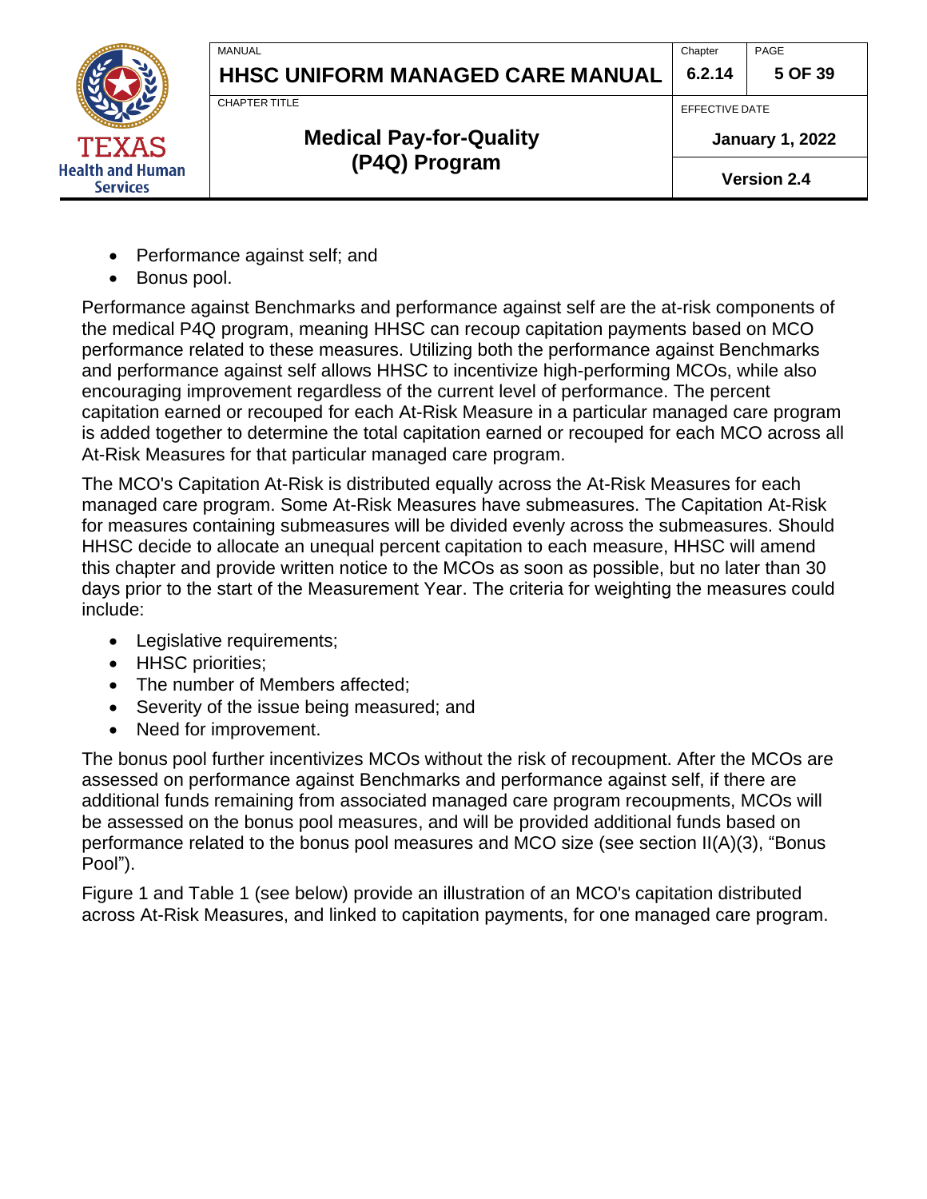- Performance against self; and
- Bonus pool.

Performance against Benchmarks and performance against self are the at-risk components of the medical P4Q program, meaning HHSC can recoup capitation payments based on MCO performance related to these measures. Utilizing both the performance against Benchmarks and performance against self allows HHSC to incentivize high-performing MCOs, while also encouraging improvement regardless of the current level of performance. The percent capitation earned or recouped for each At-Risk Measure in a particular managed care program is added together to determine the total capitation earned or recouped for each MCO across all At-Risk Measures for that particular managed care program.

The MCO's Capitation At-Risk is distributed equally across the At-Risk Measures for each managed care program. Some At-Risk Measures have submeasures. The Capitation At-Risk for measures containing submeasures will be divided evenly across the submeasures. Should HHSC decide to allocate an unequal percent capitation to each measure, HHSC will amend this chapter and provide written notice to the MCOs as soon as possible, but no later than 30 days prior to the start of the Measurement Year. The criteria for weighting the measures could include:

- Legislative requirements;
- HHSC priorities;
- The number of Members affected;
- Severity of the issue being measured; and
- Need for improvement.

The bonus pool further incentivizes MCOs without the risk of recoupment. After the MCOs are assessed on performance against Benchmarks and performance against self, if there are additional funds remaining from associated managed care program recoupments, MCOs will be assessed on the bonus pool measures, and will be provided additional funds based on performance related to the bonus pool measures and MCO size (see section II(A)(3), "Bonus Pool").

Figure 1 and Table 1 (see below) provide an illustration of an MCO's capitation distributed across At-Risk Measures, and linked to capitation payments, for one managed care program.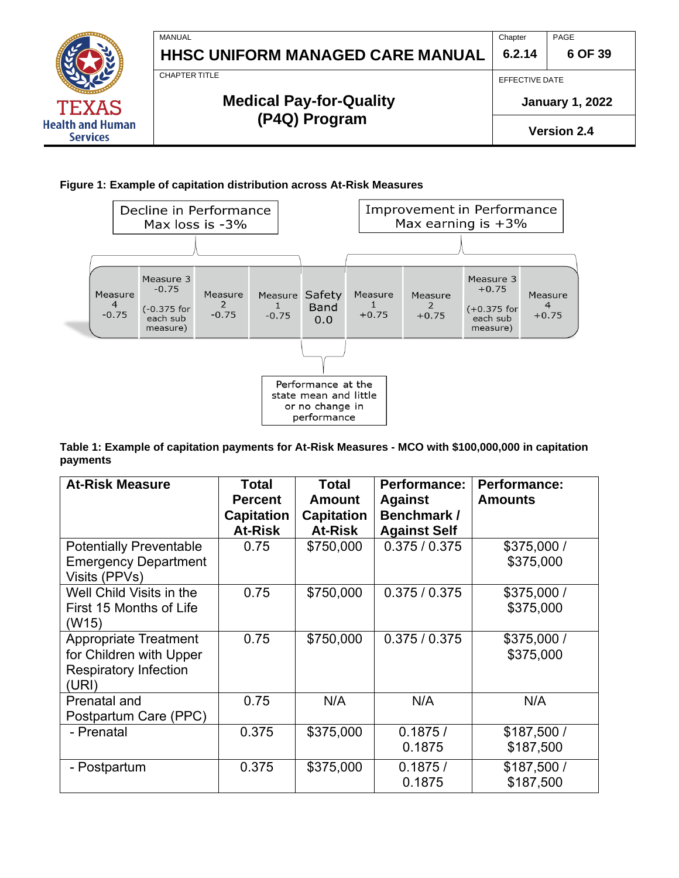**Figure 1: Example of capitation distribution across At-Risk Measures**

Decline in Performance
Max loss is -3%

Improvement in Performance
Max earning is +3%

| Measure 4 -0.75 | Measure 3 -0.75 (-0.375 for each sub measure) | Measure 2 -0.75 | Measure 1 -0.75 | Safety Band 0.0 | Measure 1 +0.75 | Measure 2 +0.75 | Measure 3 +0.75 (+0.375 for each sub measure) | Measure 4 +0.75 |
|---|---|---|---|---|---|---|---|---|

Performance at the state mean and little or no change in performance

**Table 1: Example of capitation payments for At-Risk Measures - MCO with $100,000,000 in capitation payments**

| At-Risk Measure | Total Percent Capitation At-Risk | Total Amount Capitation At-Risk | Performance: Against Benchmark / Against Self | Performance: Amounts |
|---|---|---|---|---|
| Potentially Preventable Emergency Department Visits (PPVs) | 0.75 | $750,000 | 0.375 / 0.375 | $375,000 / $375,000 |
| Well Child Visits in the First 15 Months of Life (W15) | 0.75 | $750,000 | 0.375 / 0.375 | $375,000 / $375,000 |
| Appropriate Treatment for Children with Upper Respiratory Infection (URI) | 0.75 | $750,000 | 0.375 / 0.375 | $375,000 / $375,000 |
| Prenatal and Postpartum Care (PPC) | 0.75 | N/A | N/A | N/A |
| - Prenatal | 0.375 | $375,000 | 0.1875 / 0.1875 | $187,500 / $187,500 |
| - Postpartum | 0.375 | $375,000 | 0.1875 / 0.1875 | $187,500 / $187,500 |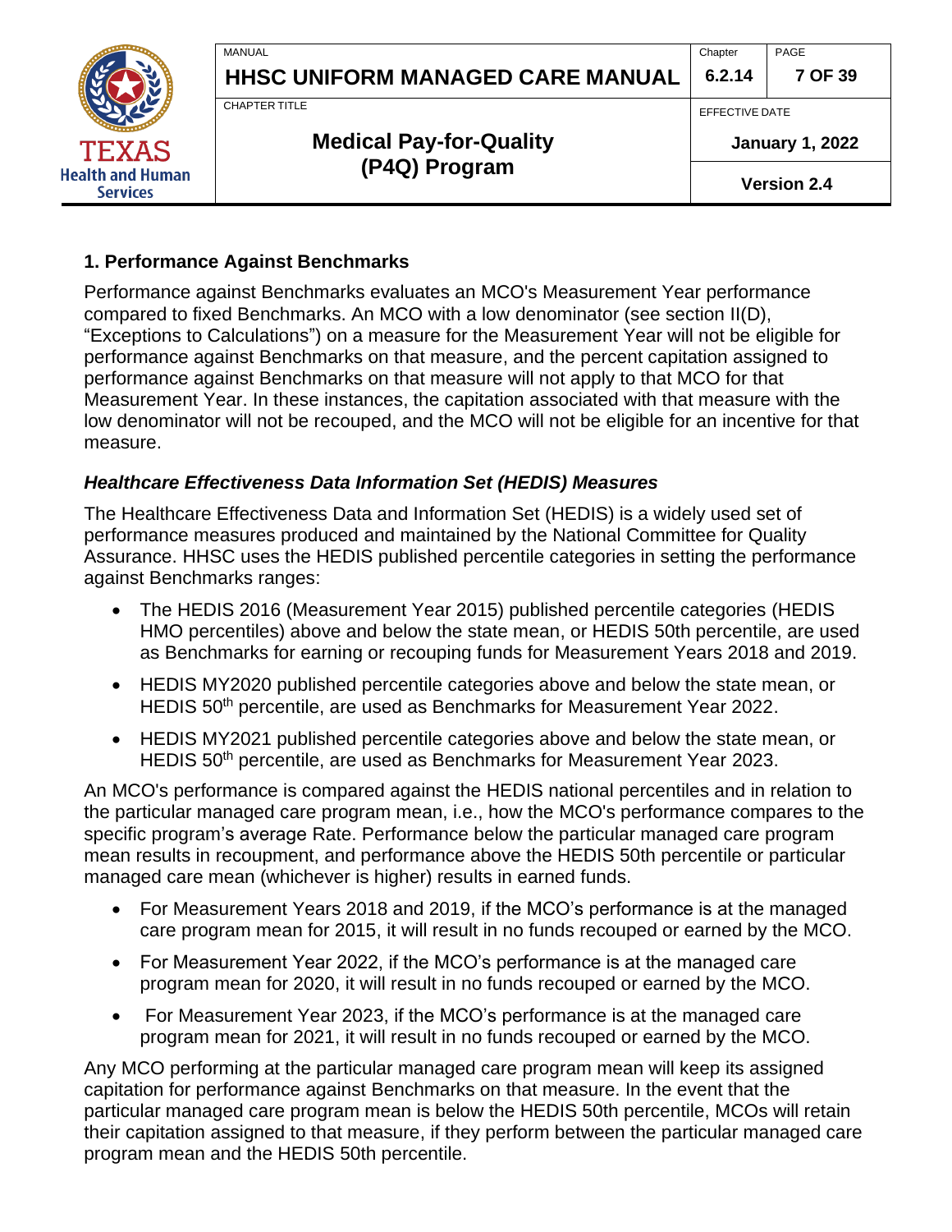### 1. Performance Against Benchmarks

Performance against Benchmarks evaluates an MCO's Measurement Year performance compared to fixed Benchmarks. An MCO with a low denominator (see section II(D), "Exceptions to Calculations") on a measure for the Measurement Year will not be eligible for performance against Benchmarks on that measure, and the percent capitation assigned to performance against Benchmarks on that measure will not apply to that MCO for that Measurement Year. In these instances, the capitation associated with that measure with the low denominator will not be recouped, and the MCO will not be eligible for an incentive for that measure.

#### *Healthcare Effectiveness Data Information Set (HEDIS) Measures*

The Healthcare Effectiveness Data and Information Set (HEDIS) is a widely used set of performance measures produced and maintained by the National Committee for Quality Assurance. HHSC uses the HEDIS published percentile categories in setting the performance against Benchmarks ranges:

- The HEDIS 2016 (Measurement Year 2015) published percentile categories (HEDIS HMO percentiles) above and below the state mean, or HEDIS 50th percentile, are used as Benchmarks for earning or recouping funds for Measurement Years 2018 and 2019.
- HEDIS MY2020 published percentile categories above and below the state mean, or HEDIS 50th percentile, are used as Benchmarks for Measurement Year 2022.
- HEDIS MY2021 published percentile categories above and below the state mean, or HEDIS 50th percentile, are used as Benchmarks for Measurement Year 2023.

An MCO's performance is compared against the HEDIS national percentiles and in relation to the particular managed care program mean, i.e., how the MCO's performance compares to the specific program's average Rate. Performance below the particular managed care program mean results in recoupment, and performance above the HEDIS 50th percentile or particular managed care mean (whichever is higher) results in earned funds.

- For Measurement Years 2018 and 2019, if the MCO's performance is at the managed care program mean for 2015, it will result in no funds recouped or earned by the MCO.
- For Measurement Year 2022, if the MCO's performance is at the managed care program mean for 2020, it will result in no funds recouped or earned by the MCO.
- For Measurement Year 2023, if the MCO's performance is at the managed care program mean for 2021, it will result in no funds recouped or earned by the MCO.

Any MCO performing at the particular managed care program mean will keep its assigned capitation for performance against Benchmarks on that measure. In the event that the particular managed care program mean is below the HEDIS 50th percentile, MCOs will retain their capitation assigned to that measure, if they perform between the particular managed care program mean and the HEDIS 50th percentile.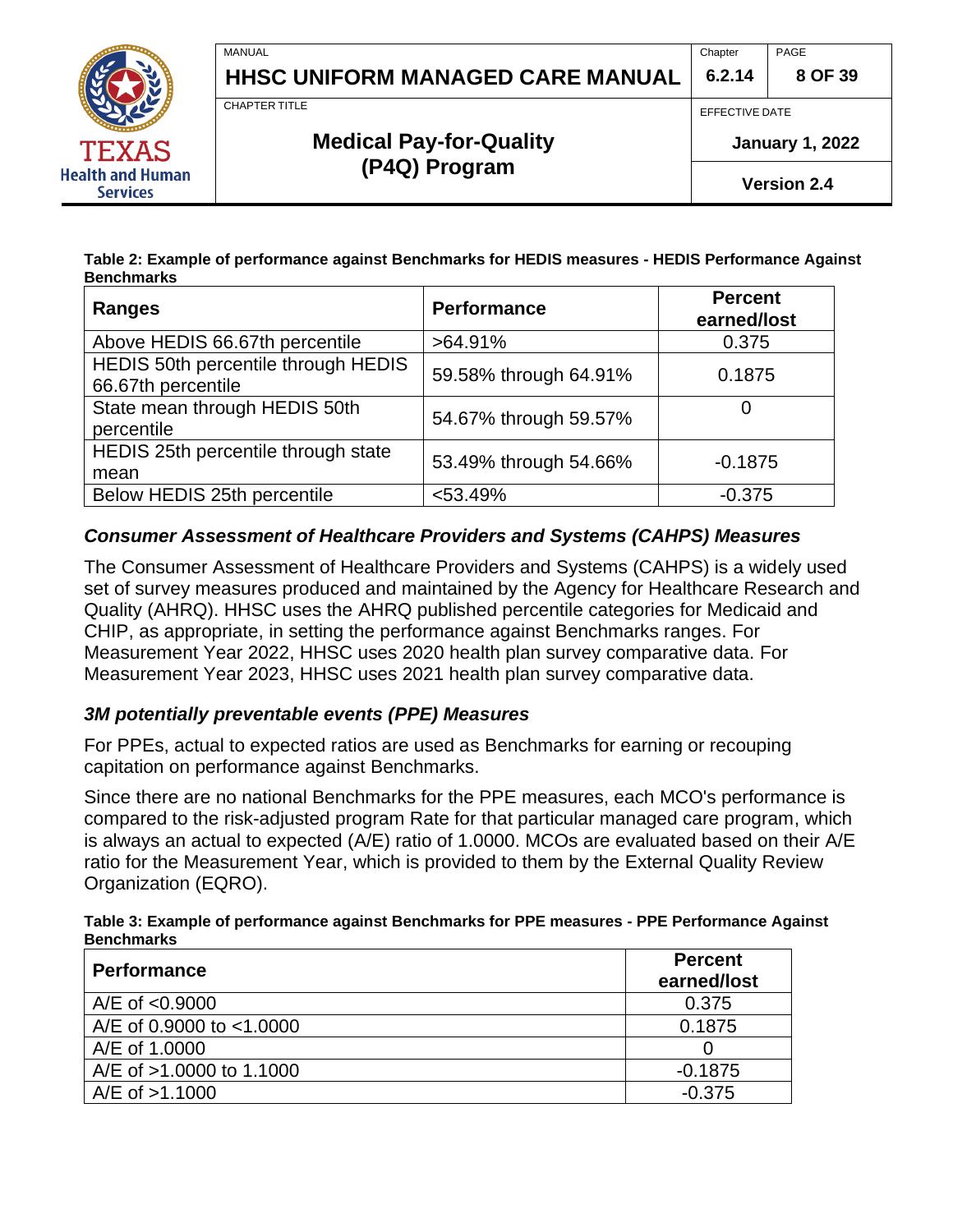**Table 2: Example of performance against Benchmarks for HEDIS measures - HEDIS Performance Against Benchmarks**

| Ranges | Performance | Percent earned/lost |
|---|---|---|
| Above HEDIS 66.67th percentile | >64.91% | 0.375 |
| HEDIS 50th percentile through HEDIS 66.67th percentile | 59.58% through 64.91% | 0.1875 |
| State mean through HEDIS 50th percentile | 54.67% through 59.57% | 0 |
| HEDIS 25th percentile through state mean | 53.49% through 54.66% | -0.1875 |
| Below HEDIS 25th percentile | <53.49% | -0.375 |

### *Consumer Assessment of Healthcare Providers and Systems (CAHPS) Measures*

The Consumer Assessment of Healthcare Providers and Systems (CAHPS) is a widely used set of survey measures produced and maintained by the Agency for Healthcare Research and Quality (AHRQ). HHSC uses the AHRQ published percentile categories for Medicaid and CHIP, as appropriate, in setting the performance against Benchmarks ranges. For Measurement Year 2022, HHSC uses 2020 health plan survey comparative data. For Measurement Year 2023, HHSC uses 2021 health plan survey comparative data.

### *3M potentially preventable events (PPE) Measures*

For PPEs, actual to expected ratios are used as Benchmarks for earning or recouping capitation on performance against Benchmarks.

Since there are no national Benchmarks for the PPE measures, each MCO's performance is compared to the risk-adjusted program Rate for that particular managed care program, which is always an actual to expected (A/E) ratio of 1.0000. MCOs are evaluated based on their A/E ratio for the Measurement Year, which is provided to them by the External Quality Review Organization (EQRO).

**Table 3: Example of performance against Benchmarks for PPE measures - PPE Performance Against Benchmarks**

| Performance | Percent earned/lost |
|---|---|
| A/E of <0.9000 | 0.375 |
| A/E of 0.9000 to <1.0000 | 0.1875 |
| A/E of 1.0000 | 0 |
| A/E of >1.0000 to 1.1000 | -0.1875 |
| A/E of >1.1000 | -0.375 |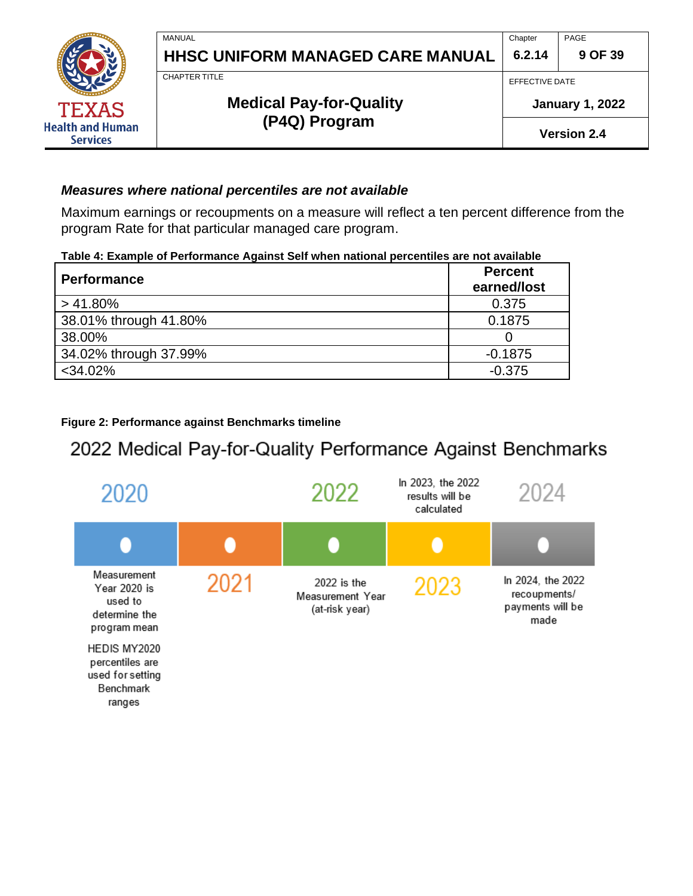### *Measures where national percentiles are not available*

Maximum earnings or recoupments on a measure will reflect a ten percent difference from the program Rate for that particular managed care program.

**Table 4: Example of Performance Against Self when national percentiles are not available**

| Performance | Percent earned/lost |
|---|---|
| > 41.80% | 0.375 |
| 38.01% through 41.80% | 0.1875 |
| 38.00% | 0 |
| 34.02% through 37.99% | -0.1875 |
| <34.02% | -0.375 |

**Figure 2: Performance against Benchmarks timeline**

2022 Medical Pay-for-Quality Performance Against Benchmarks

- **2020**: Measurement Year 2020 is used to determine the program mean. HEDIS MY2020 percentiles are used for setting Benchmark ranges
- **2021**
- **2022**: 2022 is the Measurement Year (at-risk year)
- **2023**: In 2023, the 2022 results will be calculated
- **2024**: In 2024, the 2022 recoupments/ payments will be made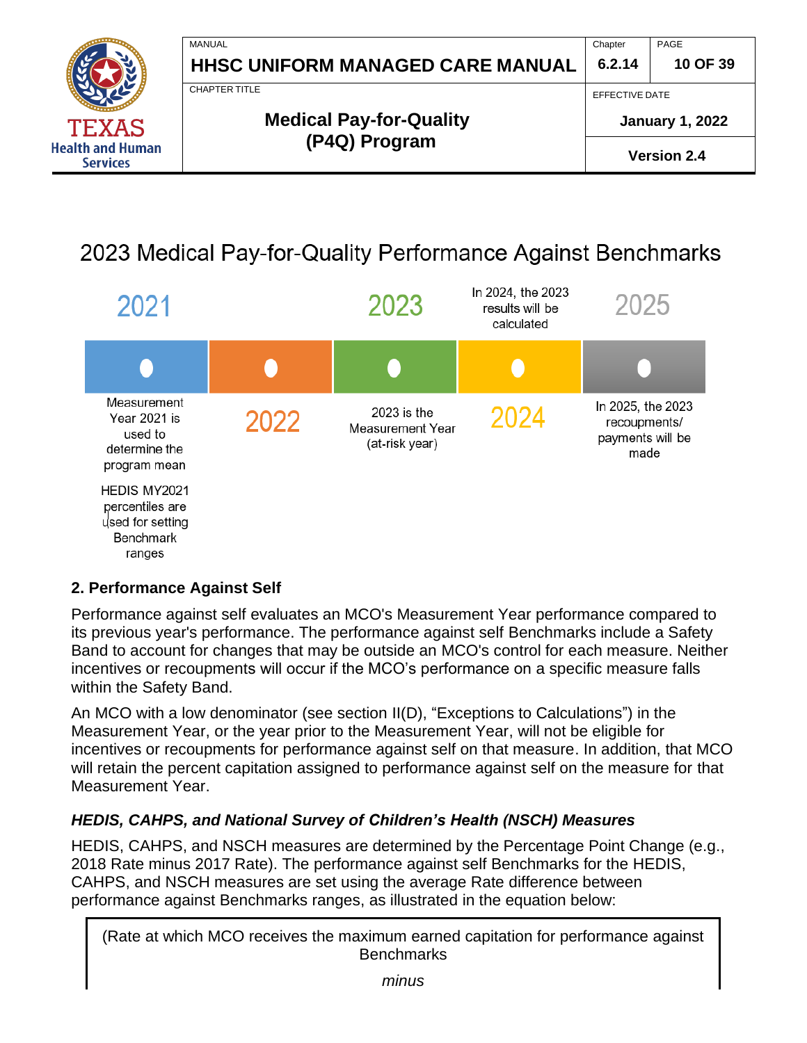## 2023 Medical Pay-for-Quality Performance Against Benchmarks

| 2021 | 2022 | 2023 | 2024 | 2025 |
|---|---|---|---|---|
| Measurement Year 2021 is used to determine the program mean<br><br>HEDIS MY2021 percentiles are used for setting Benchmark ranges | | 2023 is the Measurement Year (at-risk year) | In 2024, the 2023 results will be calculated | In 2025, the 2023 recoupments/ payments will be made |

### 2. Performance Against Self

Performance against self evaluates an MCO's Measurement Year performance compared to its previous year's performance. The performance against self Benchmarks include a Safety Band to account for changes that may be outside an MCO's control for each measure. Neither incentives or recoupments will occur if the MCO's performance on a specific measure falls within the Safety Band.

An MCO with a low denominator (see section II(D), "Exceptions to Calculations") in the Measurement Year, or the year prior to the Measurement Year, will not be eligible for incentives or recoupments for performance against self on that measure. In addition, that MCO will retain the percent capitation assigned to performance against self on the measure for that Measurement Year.

#### *HEDIS, CAHPS, and National Survey of Children's Health (NSCH) Measures*

HEDIS, CAHPS, and NSCH measures are determined by the Percentage Point Change (e.g., 2018 Rate minus 2017 Rate). The performance against self Benchmarks for the HEDIS, CAHPS, and NSCH measures are set using the average Rate difference between performance against Benchmarks ranges, as illustrated in the equation below:

(Rate at which MCO receives the maximum earned capitation for performance against Benchmarks

*minus*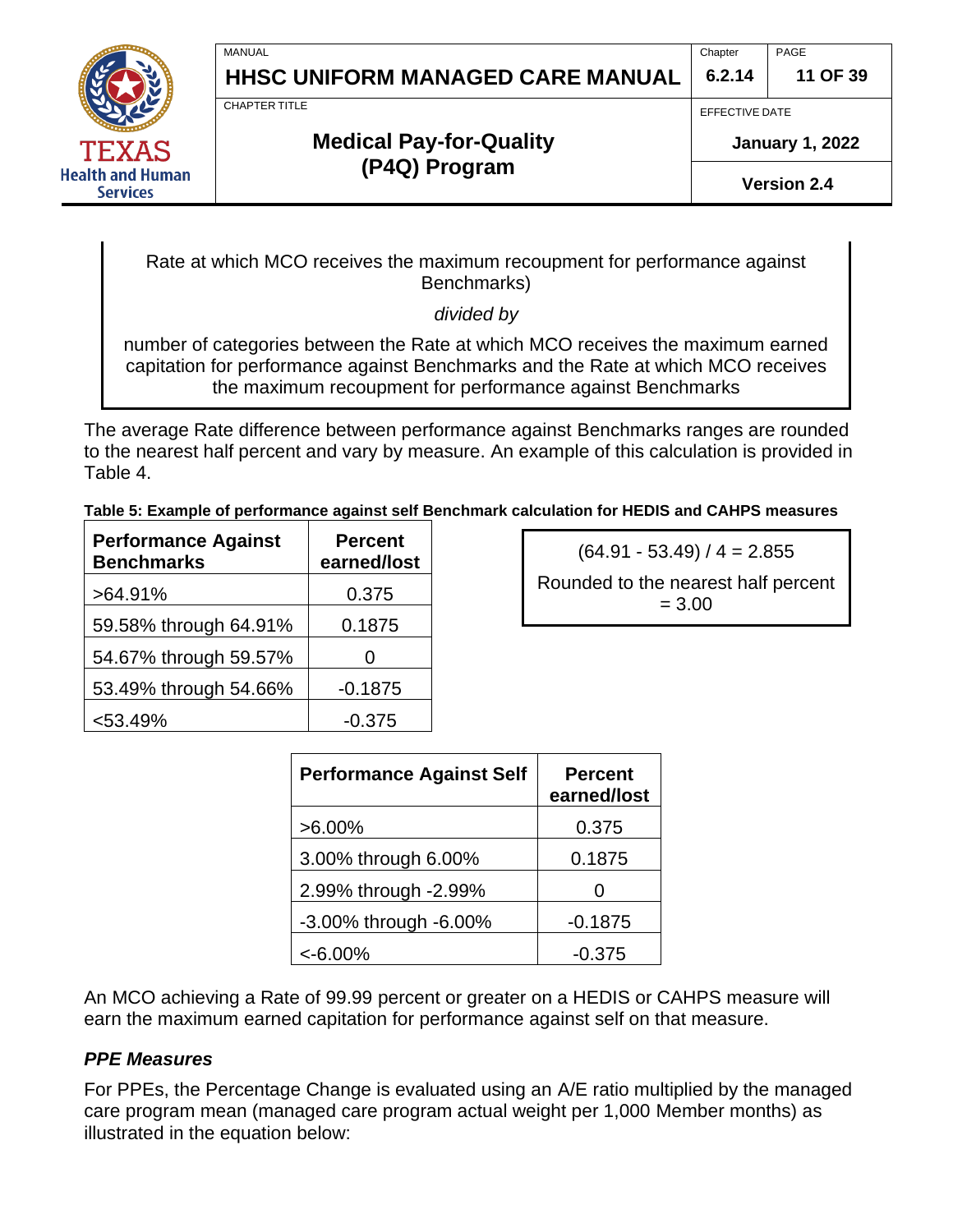Rate at which MCO receives the maximum recoupment for performance against Benchmarks)

*divided by*

number of categories between the Rate at which MCO receives the maximum earned capitation for performance against Benchmarks and the Rate at which MCO receives the maximum recoupment for performance against Benchmarks

The average Rate difference between performance against Benchmarks ranges are rounded to the nearest half percent and vary by measure. An example of this calculation is provided in Table 4.

**Table 5: Example of performance against self Benchmark calculation for HEDIS and CAHPS measures**

| Performance Against Benchmarks | Percent earned/lost |
|---|---|
| >64.91% | 0.375 |
| 59.58% through 64.91% | 0.1875 |
| 54.67% through 59.57% | 0 |
| 53.49% through 54.66% | -0.1875 |
| <53.49% | -0.375 |

(64.91 - 53.49) / 4 = 2.855

Rounded to the nearest half percent = 3.00

| Performance Against Self | Percent earned/lost |
|---|---|
| >6.00% | 0.375 |
| 3.00% through 6.00% | 0.1875 |
| 2.99% through -2.99% | 0 |
| -3.00% through -6.00% | -0.1875 |
| <-6.00% | -0.375 |

An MCO achieving a Rate of 99.99 percent or greater on a HEDIS or CAHPS measure will earn the maximum earned capitation for performance against self on that measure.

### *PPE Measures*

For PPEs, the Percentage Change is evaluated using an A/E ratio multiplied by the managed care program mean (managed care program actual weight per 1,000 Member months) as illustrated in the equation below: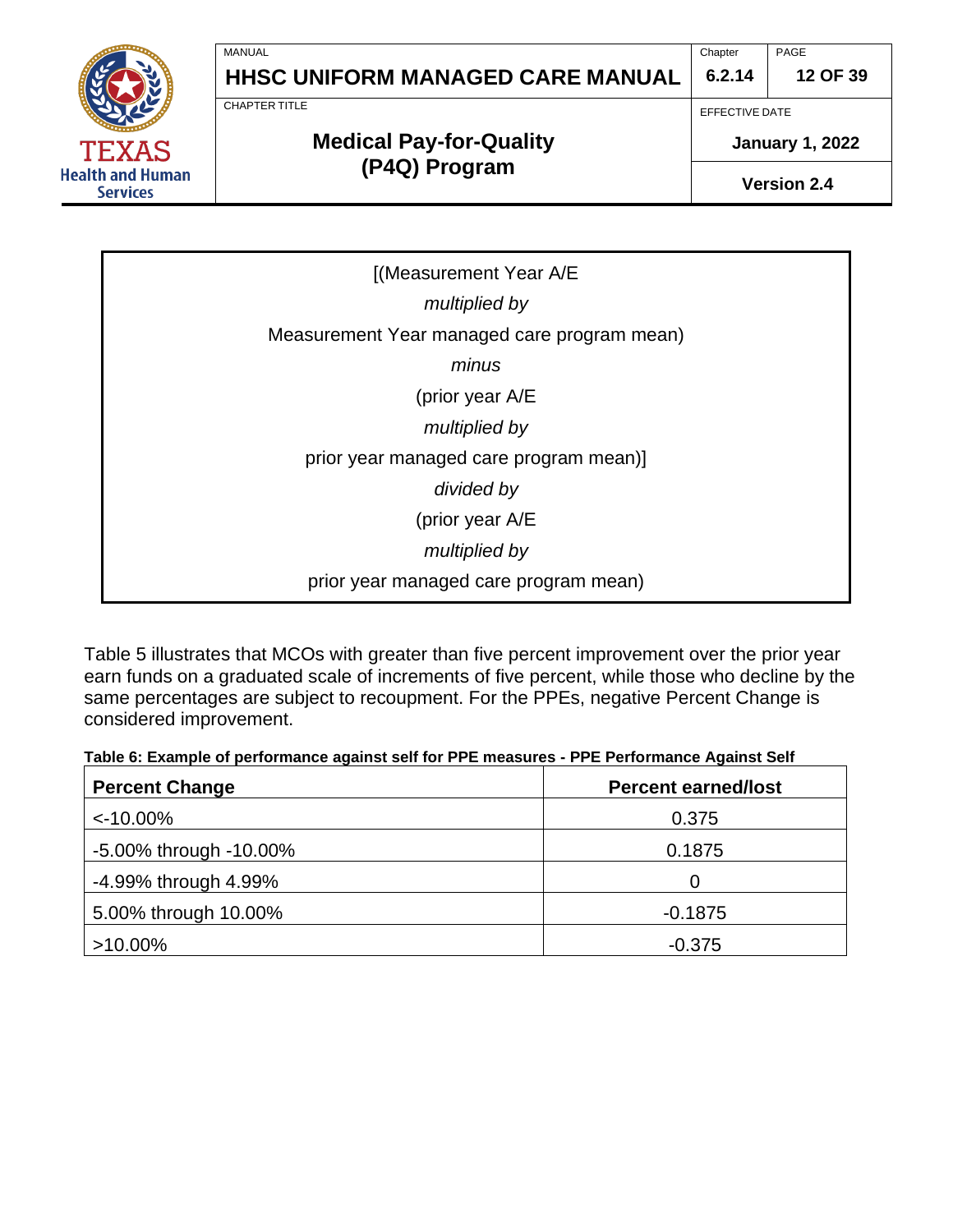[(Measurement Year A/E

*multiplied by*

Measurement Year managed care program mean)

*minus*

(prior year A/E

*multiplied by*

prior year managed care program mean)]

*divided by*

(prior year A/E

*multiplied by*

prior year managed care program mean)

Table 5 illustrates that MCOs with greater than five percent improvement over the prior year earn funds on a graduated scale of increments of five percent, while those who decline by the same percentages are subject to recoupment. For the PPEs, negative Percent Change is considered improvement.

**Table 6: Example of performance against self for PPE measures - PPE Performance Against Self**

| Percent Change | Percent earned/lost |
|---|---|
| <-10.00% | 0.375 |
| -5.00% through -10.00% | 0.1875 |
| -4.99% through 4.99% | 0 |
| 5.00% through 10.00% | -0.1875 |
| >10.00% | -0.375 |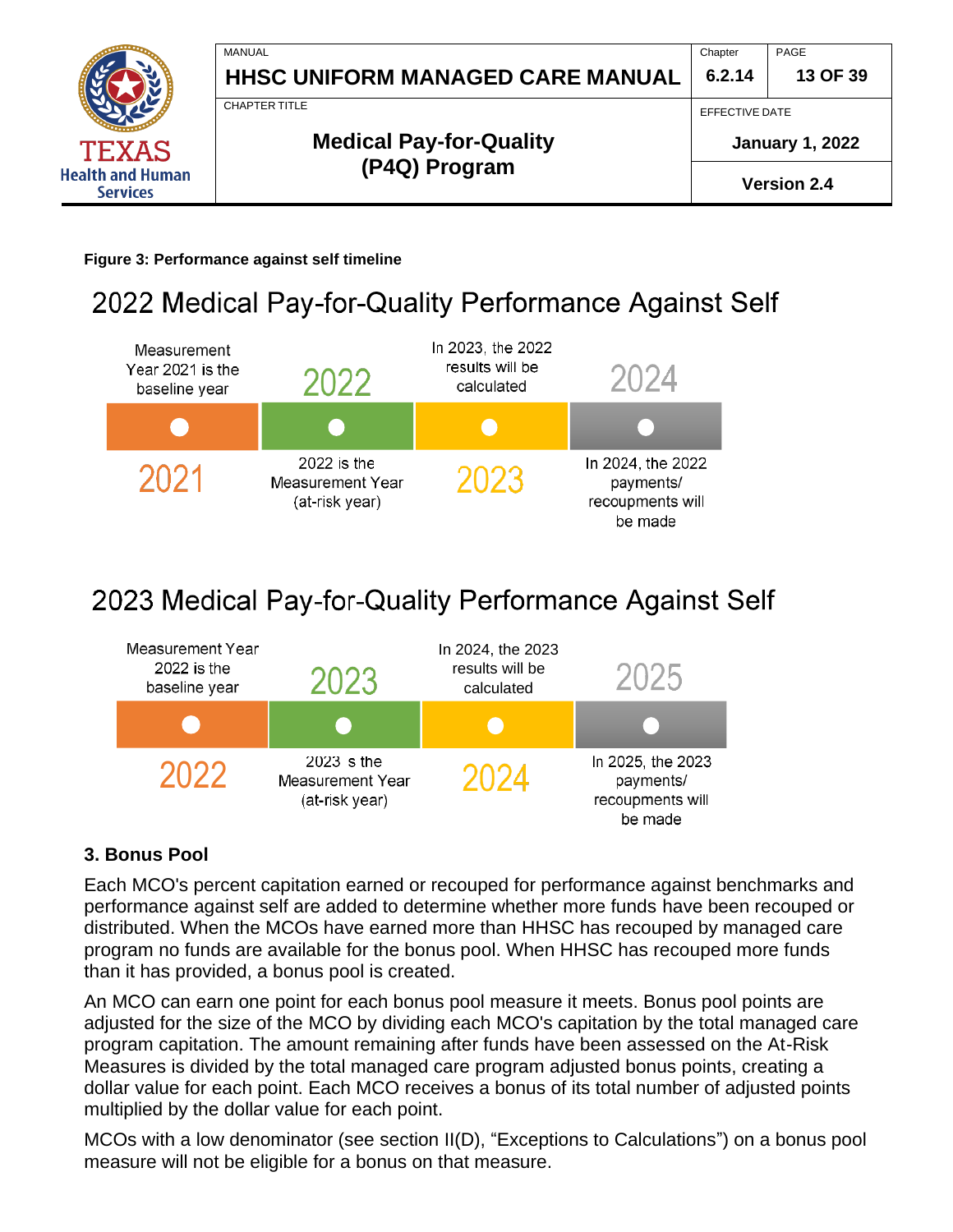**Figure 3: Performance against self timeline**

## 2022 Medical Pay-for-Quality Performance Against Self

| 2021 | 2022 | 2023 | 2024 |
|---|---|---|---|
| Measurement Year 2021 is the baseline year | 2022 is the Measurement Year (at-risk year) | In 2023, the 2022 results will be calculated | In 2024, the 2022 payments/ recoupments will be made |

## 2023 Medical Pay-for-Quality Performance Against Self

| 2022 | 2023 | 2024 | 2025 |
|---|---|---|---|
| Measurement Year 2022 is the baseline year | 2023 s the Measurement Year (at-risk year) | In 2024, the 2023 results will be calculated | In 2025, the 2023 payments/ recoupments will be made |

### 3. Bonus Pool

Each MCO's percent capitation earned or recouped for performance against benchmarks and performance against self are added to determine whether more funds have been recouped or distributed. When the MCOs have earned more than HHSC has recouped by managed care program no funds are available for the bonus pool. When HHSC has recouped more funds than it has provided, a bonus pool is created.

An MCO can earn one point for each bonus pool measure it meets. Bonus pool points are adjusted for the size of the MCO by dividing each MCO's capitation by the total managed care program capitation. The amount remaining after funds have been assessed on the At-Risk Measures is divided by the total managed care program adjusted bonus points, creating a dollar value for each point. Each MCO receives a bonus of its total number of adjusted points multiplied by the dollar value for each point.

MCOs with a low denominator (see section II(D), "Exceptions to Calculations") on a bonus pool measure will not be eligible for a bonus on that measure.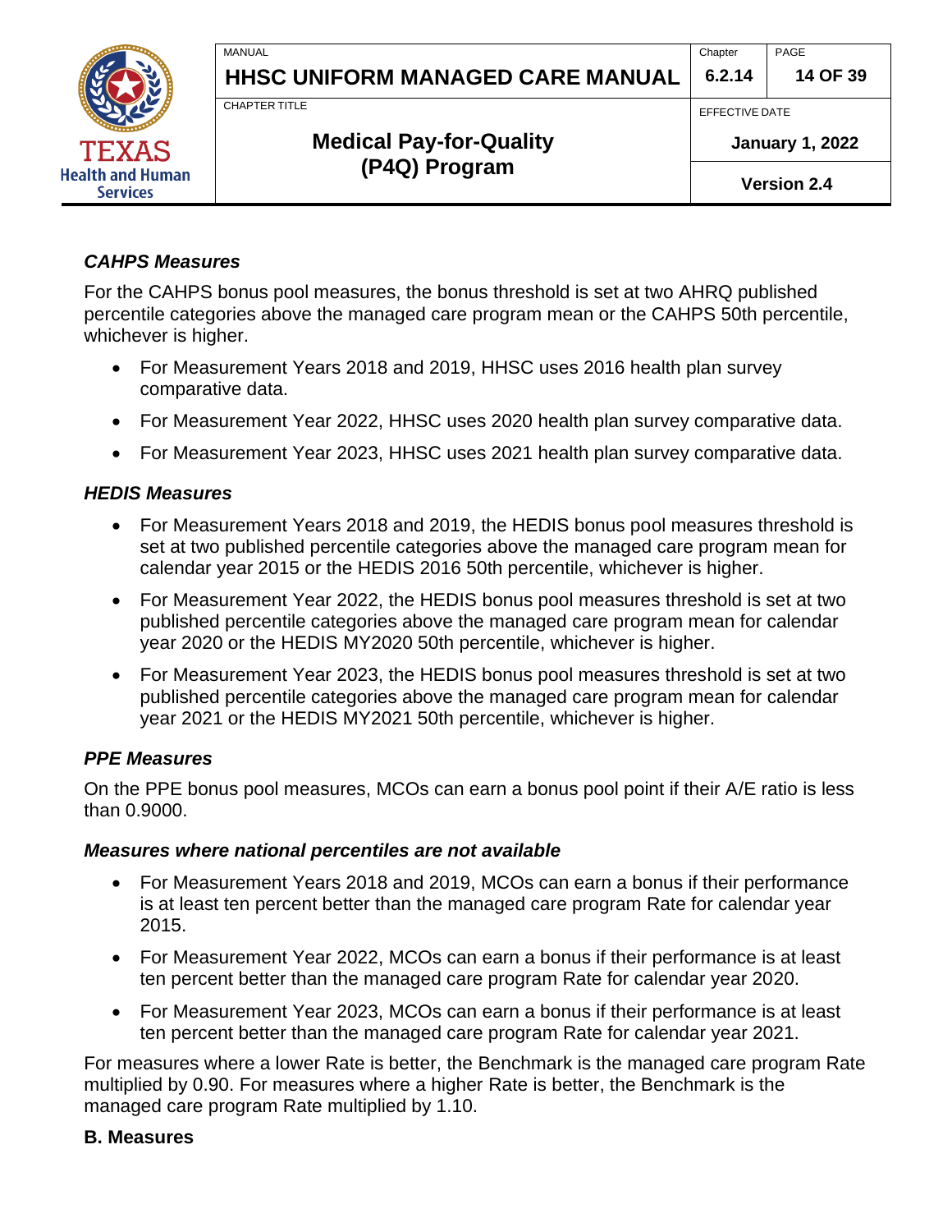### *CAHPS Measures*

For the CAHPS bonus pool measures, the bonus threshold is set at two AHRQ published percentile categories above the managed care program mean or the CAHPS 50th percentile, whichever is higher.

- For Measurement Years 2018 and 2019, HHSC uses 2016 health plan survey comparative data.
- For Measurement Year 2022, HHSC uses 2020 health plan survey comparative data.
- For Measurement Year 2023, HHSC uses 2021 health plan survey comparative data.

### *HEDIS Measures*

- For Measurement Years 2018 and 2019, the HEDIS bonus pool measures threshold is set at two published percentile categories above the managed care program mean for calendar year 2015 or the HEDIS 2016 50th percentile, whichever is higher.
- For Measurement Year 2022, the HEDIS bonus pool measures threshold is set at two published percentile categories above the managed care program mean for calendar year 2020 or the HEDIS MY2020 50th percentile, whichever is higher.
- For Measurement Year 2023, the HEDIS bonus pool measures threshold is set at two published percentile categories above the managed care program mean for calendar year 2021 or the HEDIS MY2021 50th percentile, whichever is higher.

### *PPE Measures*

On the PPE bonus pool measures, MCOs can earn a bonus pool point if their A/E ratio is less than 0.9000.

### *Measures where national percentiles are not available*

- For Measurement Years 2018 and 2019, MCOs can earn a bonus if their performance is at least ten percent better than the managed care program Rate for calendar year 2015.
- For Measurement Year 2022, MCOs can earn a bonus if their performance is at least ten percent better than the managed care program Rate for calendar year 2020.
- For Measurement Year 2023, MCOs can earn a bonus if their performance is at least ten percent better than the managed care program Rate for calendar year 2021.

For measures where a lower Rate is better, the Benchmark is the managed care program Rate multiplied by 0.90. For measures where a higher Rate is better, the Benchmark is the managed care program Rate multiplied by 1.10.

## B. Measures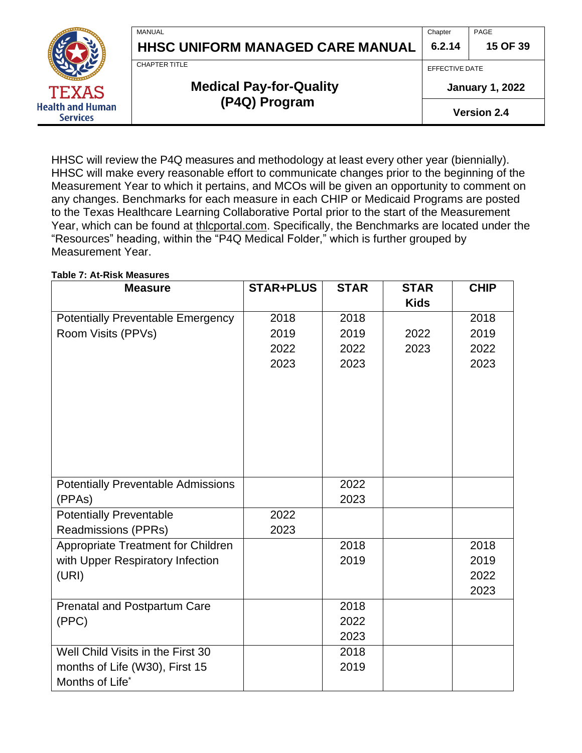HHSC will review the P4Q measures and methodology at least every other year (biennially). HHSC will make every reasonable effort to communicate changes prior to the beginning of the Measurement Year to which it pertains, and MCOs will be given an opportunity to comment on any changes. Benchmarks for each measure in each CHIP or Medicaid Programs are posted to the Texas Healthcare Learning Collaborative Portal prior to the start of the Measurement Year, which can be found at thlcportal.com. Specifically, the Benchmarks are located under the "Resources" heading, within the "P4Q Medical Folder," which is further grouped by Measurement Year.

**Table 7: At-Risk Measures**

| Measure | STAR+PLUS | STAR | STAR Kids | CHIP |
|---|---|---|---|---|
| Potentially Preventable Emergency Room Visits (PPVs) | 2018<br>2019<br>2022<br>2023 | 2018<br>2019<br>2022<br>2023 | 2022<br>2023 | 2018<br>2019<br>2022<br>2023 |
| Potentially Preventable Admissions (PPAs) | | 2022<br>2023 | | |
| Potentially Preventable Readmissions (PPRs) | 2022<br>2023 | | | |
| Appropriate Treatment for Children with Upper Respiratory Infection (URI) | | 2018<br>2019 | | 2018<br>2019<br>2022<br>2023 |
| Prenatal and Postpartum Care (PPC) | | 2018<br>2022<br>2023 | | |
| Well Child Visits in the First 30 months of Life (W30), First 15 Months of Life* | | 2018<br>2019 | | |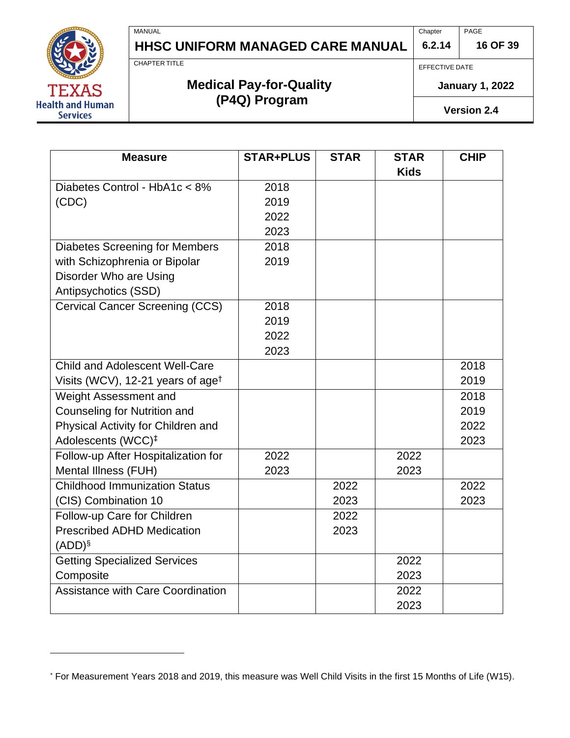| Measure | STAR+PLUS | STAR | STAR Kids | CHIP |
|---|---|---|---|---|
| Diabetes Control - HbA1c < 8% (CDC) | 2018 2019 2022 2023 | | | |
| Diabetes Screening for Members with Schizophrenia or Bipolar Disorder Who are Using Antipsychotics (SSD) | 2018 2019 | | | |
| Cervical Cancer Screening (CCS) | 2018 2019 2022 2023 | | | |
| Child and Adolescent Well-Care Visits (WCV), 12-21 years of age† | | | | 2018 2019 |
| Weight Assessment and Counseling for Nutrition and Physical Activity for Children and Adolescents (WCC)‡ | | | | 2018 2019 2022 2023 |
| Follow-up After Hospitalization for Mental Illness (FUH) | 2022 2023 | | 2022 2023 | |
| Childhood Immunization Status (CIS) Combination 10 | | 2022 2023 | | 2022 2023 |
| Follow-up Care for Children Prescribed ADHD Medication (ADD)§ | | 2022 2023 | | |
| Getting Specialized Services Composite | | | 2022 2023 | |
| Assistance with Care Coordination | | | 2022 2023 | |

* For Measurement Years 2018 and 2019, this measure was Well Child Visits in the first 15 Months of Life (W15).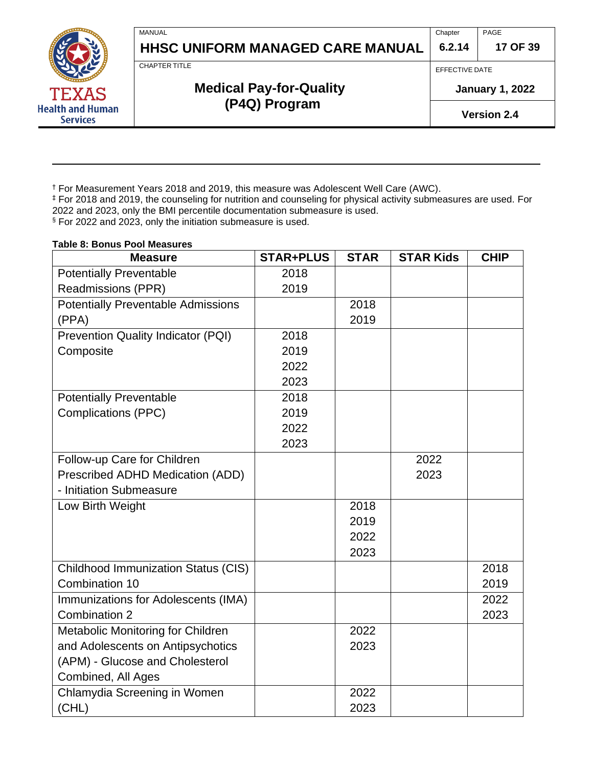† For Measurement Years 2018 and 2019, this measure was Adolescent Well Care (AWC).
‡ For 2018 and 2019, the counseling for nutrition and counseling for physical activity submeasures are used. For 2022 and 2023, only the BMI percentile documentation submeasure is used.
§ For 2022 and 2023, only the initiation submeasure is used.

**Table 8: Bonus Pool Measures**

| Measure | STAR+PLUS | STAR | STAR Kids | CHIP |
|---|---|---|---|---|
| Potentially Preventable Readmissions (PPR) | 2018 2019 | | | |
| Potentially Preventable Admissions (PPA) | | 2018 2019 | | |
| Prevention Quality Indicator (PQI) Composite | 2018 2019 2022 2023 | | | |
| Potentially Preventable Complications (PPC) | 2018 2019 2022 2023 | | | |
| Follow-up Care for Children Prescribed ADHD Medication (ADD) - Initiation Submeasure | | | 2022 2023 | |
| Low Birth Weight | | 2018 2019 2022 2023 | | |
| Childhood Immunization Status (CIS) Combination 10 | | | | 2018 2019 |
| Immunizations for Adolescents (IMA) Combination 2 | | | | 2022 2023 |
| Metabolic Monitoring for Children and Adolescents on Antipsychotics (APM) - Glucose and Cholesterol Combined, All Ages | | 2022 2023 | | |
| Chlamydia Screening in Women (CHL) | | 2022 2023 | | |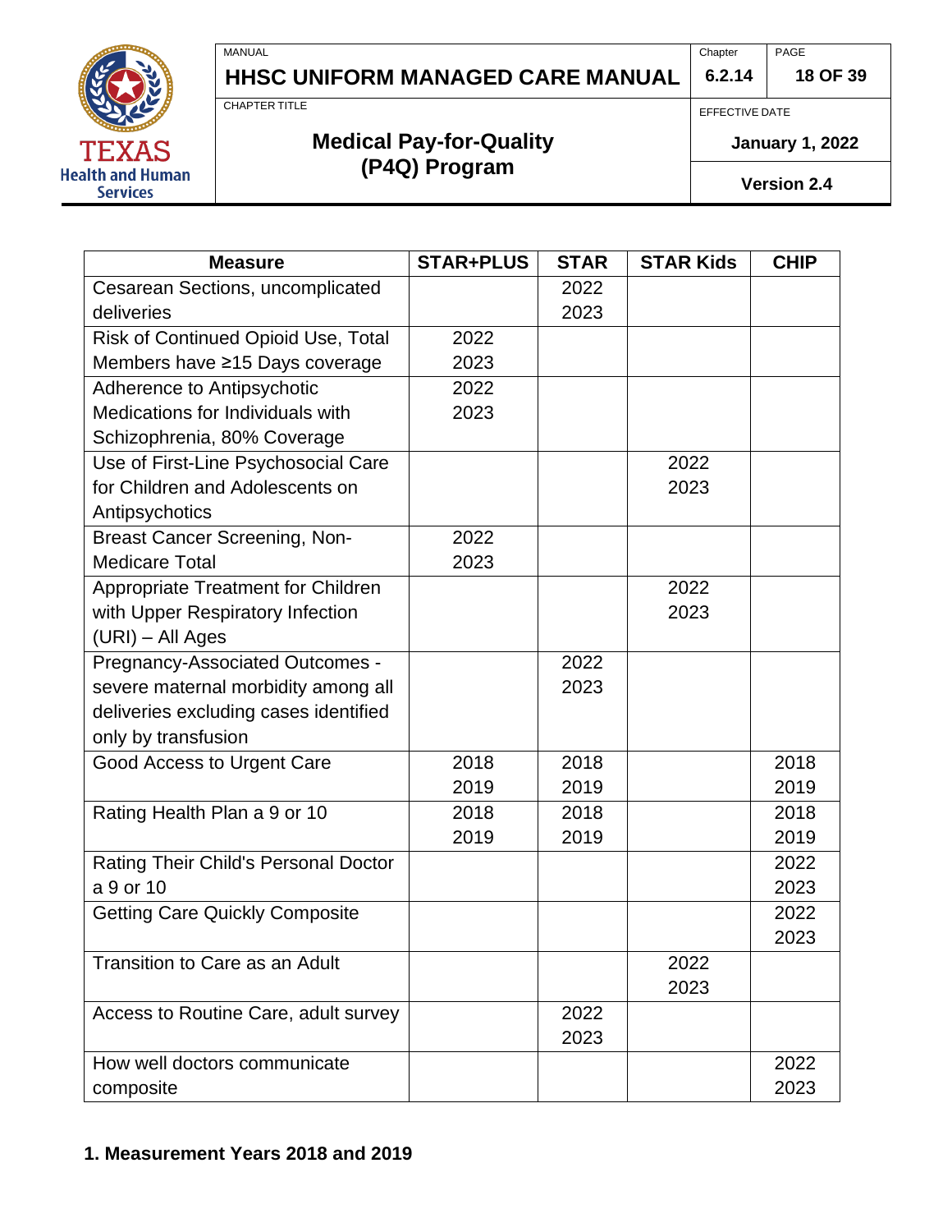| Measure | STAR+PLUS | STAR | STAR Kids | CHIP |
|---|---|---|---|---|
| Cesarean Sections, uncomplicated deliveries | | 2022 2023 | | |
| Risk of Continued Opioid Use, Total Members have ≥15 Days coverage | 2022 2023 | | | |
| Adherence to Antipsychotic Medications for Individuals with Schizophrenia, 80% Coverage | 2022 2023 | | | |
| Use of First-Line Psychosocial Care for Children and Adolescents on Antipsychotics | | | 2022 2023 | |
| Breast Cancer Screening, Non-Medicare Total | 2022 2023 | | | |
| Appropriate Treatment for Children with Upper Respiratory Infection (URI) – All Ages | | | 2022 2023 | |
| Pregnancy-Associated Outcomes - severe maternal morbidity among all deliveries excluding cases identified only by transfusion | | 2022 2023 | | |
| Good Access to Urgent Care | 2018 2019 | 2018 2019 | | 2018 2019 |
| Rating Health Plan a 9 or 10 | 2018 2019 | 2018 2019 | | 2018 2019 |
| Rating Their Child's Personal Doctor a 9 or 10 | | | | 2022 2023 |
| Getting Care Quickly Composite | | | | 2022 2023 |
| Transition to Care as an Adult | | | 2022 2023 | |
| Access to Routine Care, adult survey | | 2022 2023 | | |
| How well doctors communicate composite | | | | 2022 2023 |

**1. Measurement Years 2018 and 2019**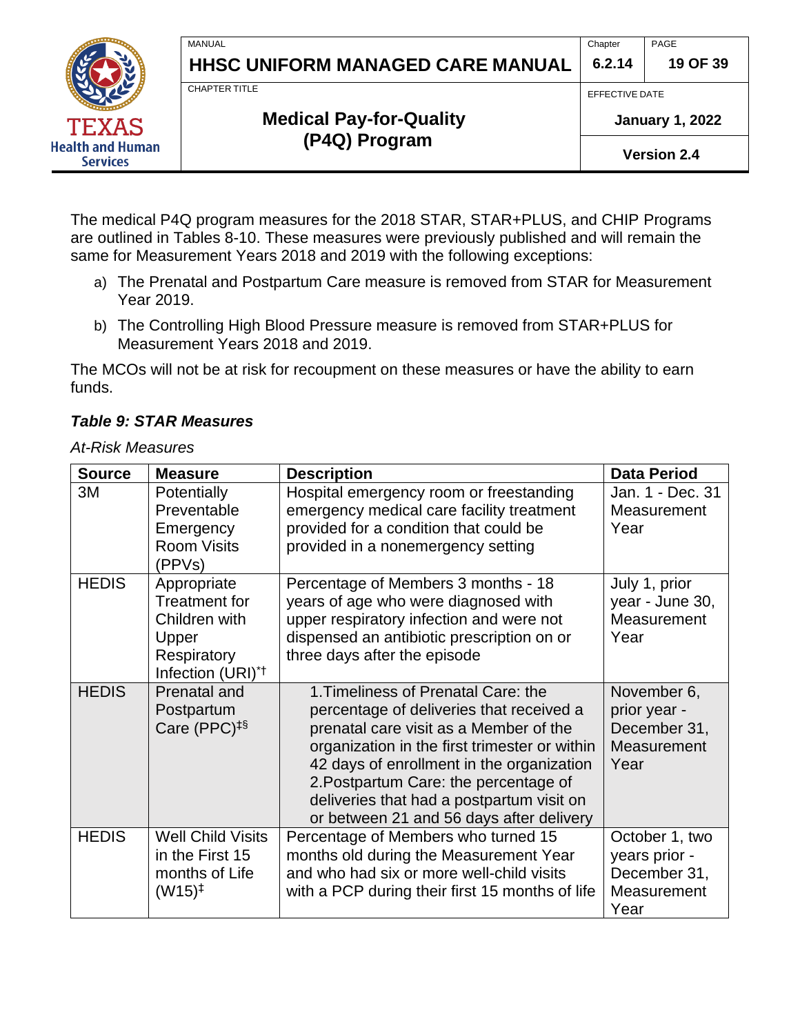The medical P4Q program measures for the 2018 STAR, STAR+PLUS, and CHIP Programs are outlined in Tables 8-10. These measures were previously published and will remain the same for Measurement Years 2018 and 2019 with the following exceptions:

a) The Prenatal and Postpartum Care measure is removed from STAR for Measurement Year 2019.

b) The Controlling High Blood Pressure measure is removed from STAR+PLUS for Measurement Years 2018 and 2019.

The MCOs will not be at risk for recoupment on these measures or have the ability to earn funds.

***Table 9: STAR Measures***

*At-Risk Measures*

| Source | Measure | Description | Data Period |
|---|---|---|---|
| 3M | Potentially Preventable Emergency Room Visits (PPVs) | Hospital emergency room or freestanding emergency medical care facility treatment provided for a condition that could be provided in a nonemergency setting | Jan. 1 - Dec. 31 Measurement Year |
| HEDIS | Appropriate Treatment for Children with Upper Respiratory Infection (URI)*† | Percentage of Members 3 months - 18 years of age who were diagnosed with upper respiratory infection and were not dispensed an antibiotic prescription on or three days after the episode | July 1, prior year - June 30, Measurement Year |
| HEDIS | Prenatal and Postpartum Care (PPC)‡§ | 1. Timeliness of Prenatal Care: the percentage of deliveries that received a prenatal care visit as a Member of the organization in the first trimester or within 42 days of enrollment in the organization<br>2. Postpartum Care: the percentage of deliveries that had a postpartum visit on or between 21 and 56 days after delivery | November 6, prior year - December 31, Measurement Year |
| HEDIS | Well Child Visits in the First 15 months of Life (W15)‡ | Percentage of Members who turned 15 months old during the Measurement Year and who had six or more well-child visits with a PCP during their first 15 months of life | October 1, two years prior - December 31, Measurement Year |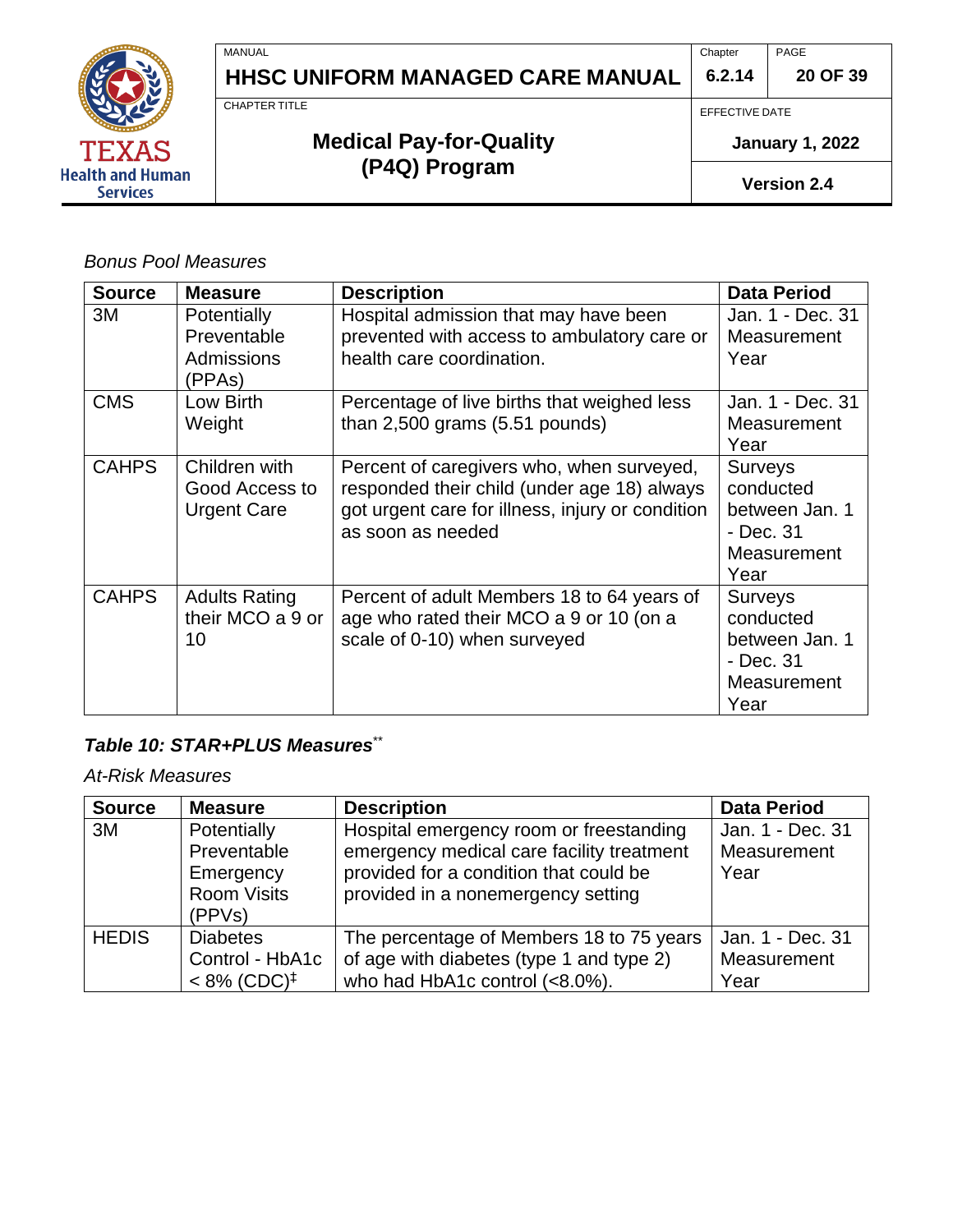*Bonus Pool Measures*

| Source | Measure | Description | Data Period |
|---|---|---|---|
| 3M | Potentially Preventable Admissions (PPAs) | Hospital admission that may have been prevented with access to ambulatory care or health care coordination. | Jan. 1 - Dec. 31 Measurement Year |
| CMS | Low Birth Weight | Percentage of live births that weighed less than 2,500 grams (5.51 pounds) | Jan. 1 - Dec. 31 Measurement Year |
| CAHPS | Children with Good Access to Urgent Care | Percent of caregivers who, when surveyed, responded their child (under age 18) always got urgent care for illness, injury or condition as soon as needed | Surveys conducted between Jan. 1 - Dec. 31 Measurement Year |
| CAHPS | Adults Rating their MCO a 9 or 10 | Percent of adult Members 18 to 64 years of age who rated their MCO a 9 or 10 (on a scale of 0-10) when surveyed | Surveys conducted between Jan. 1 - Dec. 31 Measurement Year |

***Table 10: STAR+PLUS Measures*****

*At-Risk Measures*

| Source | Measure | Description | Data Period |
|---|---|---|---|
| 3M | Potentially Preventable Emergency Room Visits (PPVs) | Hospital emergency room or freestanding emergency medical care facility treatment provided for a condition that could be provided in a nonemergency setting | Jan. 1 - Dec. 31 Measurement Year |
| HEDIS | Diabetes Control - HbA1c < 8% (CDC)‡ | The percentage of Members 18 to 75 years of age with diabetes (type 1 and type 2) who had HbA1c control (<8.0%). | Jan. 1 - Dec. 31 Measurement Year |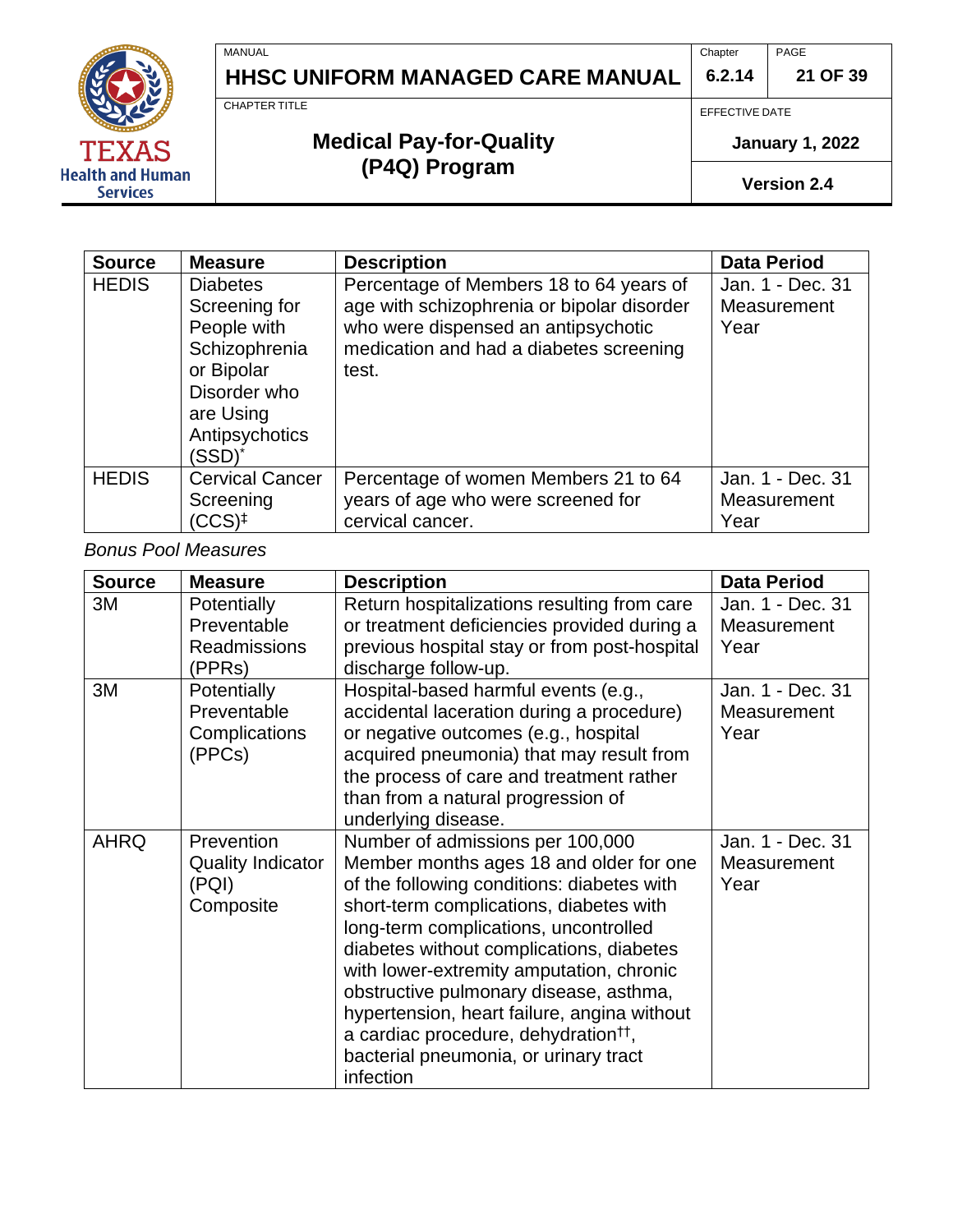| Source | Measure | Description | Data Period |
|---|---|---|---|
| HEDIS | Diabetes Screening for People with Schizophrenia or Bipolar Disorder who are Using Antipsychotics (SSD)* | Percentage of Members 18 to 64 years of age with schizophrenia or bipolar disorder who were dispensed an antipsychotic medication and had a diabetes screening test. | Jan. 1 - Dec. 31 Measurement Year |
| HEDIS | Cervical Cancer Screening (CCS)‡ | Percentage of women Members 21 to 64 years of age who were screened for cervical cancer. | Jan. 1 - Dec. 31 Measurement Year |

*Bonus Pool Measures*

| Source | Measure | Description | Data Period |
|---|---|---|---|
| 3M | Potentially Preventable Readmissions (PPRs) | Return hospitalizations resulting from care or treatment deficiencies provided during a previous hospital stay or from post-hospital discharge follow-up. | Jan. 1 - Dec. 31 Measurement Year |
| 3M | Potentially Preventable Complications (PPCs) | Hospital-based harmful events (e.g., accidental laceration during a procedure) or negative outcomes (e.g., hospital acquired pneumonia) that may result from the process of care and treatment rather than from a natural progression of underlying disease. | Jan. 1 - Dec. 31 Measurement Year |
| AHRQ | Prevention Quality Indicator (PQI) Composite | Number of admissions per 100,000 Member months ages 18 and older for one of the following conditions: diabetes with short-term complications, diabetes with long-term complications, uncontrolled diabetes without complications, diabetes with lower-extremity amputation, chronic obstructive pulmonary disease, asthma, hypertension, heart failure, angina without a cardiac procedure, dehydration††, bacterial pneumonia, or urinary tract infection | Jan. 1 - Dec. 31 Measurement Year |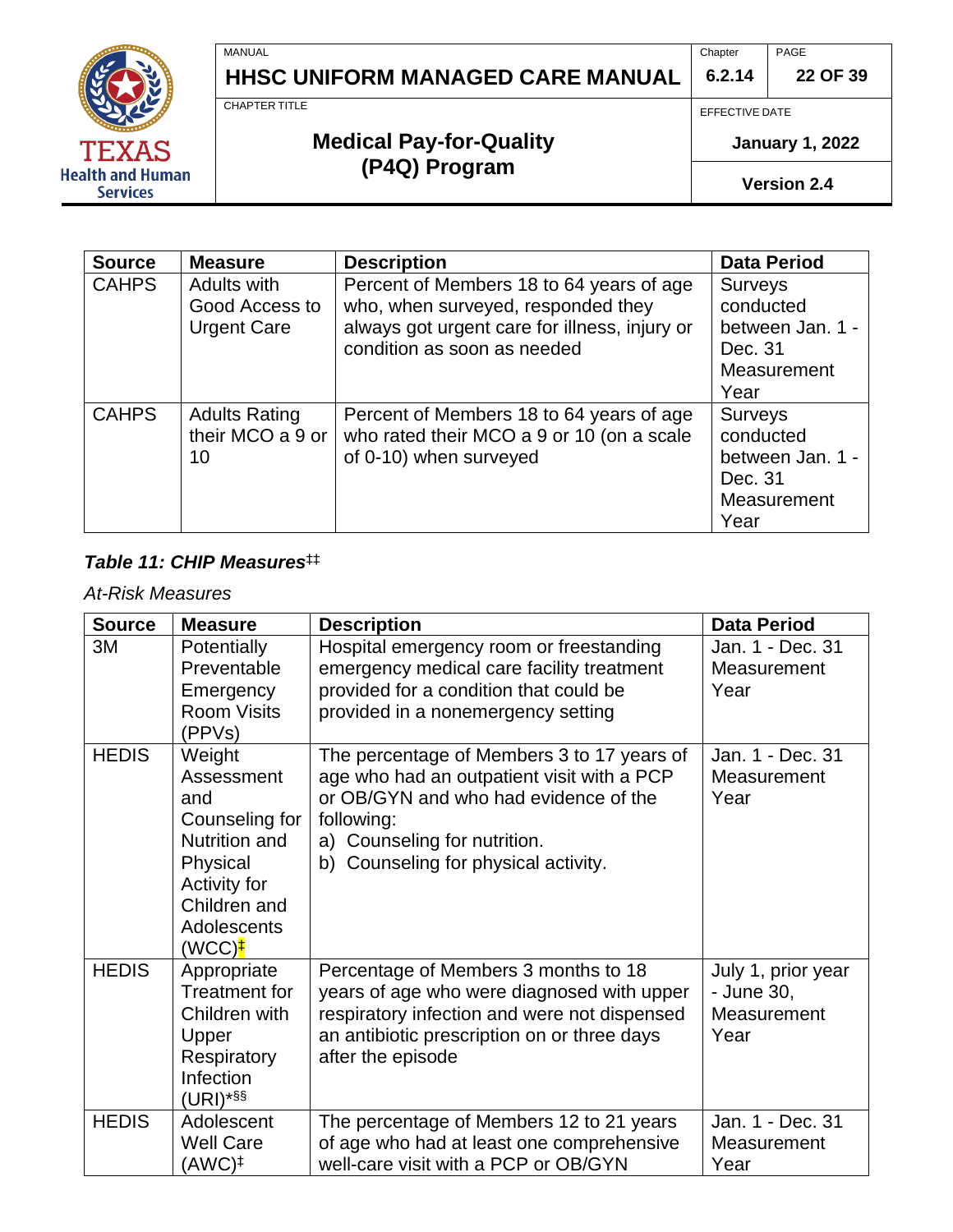| Source | Measure | Description | Data Period |
|---|---|---|---|
| CAHPS | Adults with Good Access to Urgent Care | Percent of Members 18 to 64 years of age who, when surveyed, responded they always got urgent care for illness, injury or condition as soon as needed | Surveys conducted between Jan. 1 - Dec. 31 Measurement Year |
| CAHPS | Adults Rating their MCO a 9 or 10 | Percent of Members 18 to 64 years of age who rated their MCO a 9 or 10 (on a scale of 0-10) when surveyed | Surveys conducted between Jan. 1 - Dec. 31 Measurement Year |

***Table 11: CHIP Measures***‡‡

*At-Risk Measures*

| Source | Measure | Description | Data Period |
|---|---|---|---|
| 3M | Potentially Preventable Emergency Room Visits (PPVs) | Hospital emergency room or freestanding emergency medical care facility treatment provided for a condition that could be provided in a nonemergency setting | Jan. 1 - Dec. 31 Measurement Year |
| HEDIS | Weight Assessment and Counseling for Nutrition and Physical Activity for Children and Adolescents (WCC)‡ | The percentage of Members 3 to 17 years of age who had an outpatient visit with a PCP or OB/GYN and who had evidence of the following: a) Counseling for nutrition. b) Counseling for physical activity. | Jan. 1 - Dec. 31 Measurement Year |
| HEDIS | Appropriate Treatment for Children with Upper Respiratory Infection (URI)*§§ | Percentage of Members 3 months to 18 years of age who were diagnosed with upper respiratory infection and were not dispensed an antibiotic prescription on or three days after the episode | July 1, prior year - June 30, Measurement Year |
| HEDIS | Adolescent Well Care (AWC)‡ | The percentage of Members 12 to 21 years of age who had at least one comprehensive well-care visit with a PCP or OB/GYN | Jan. 1 - Dec. 31 Measurement Year |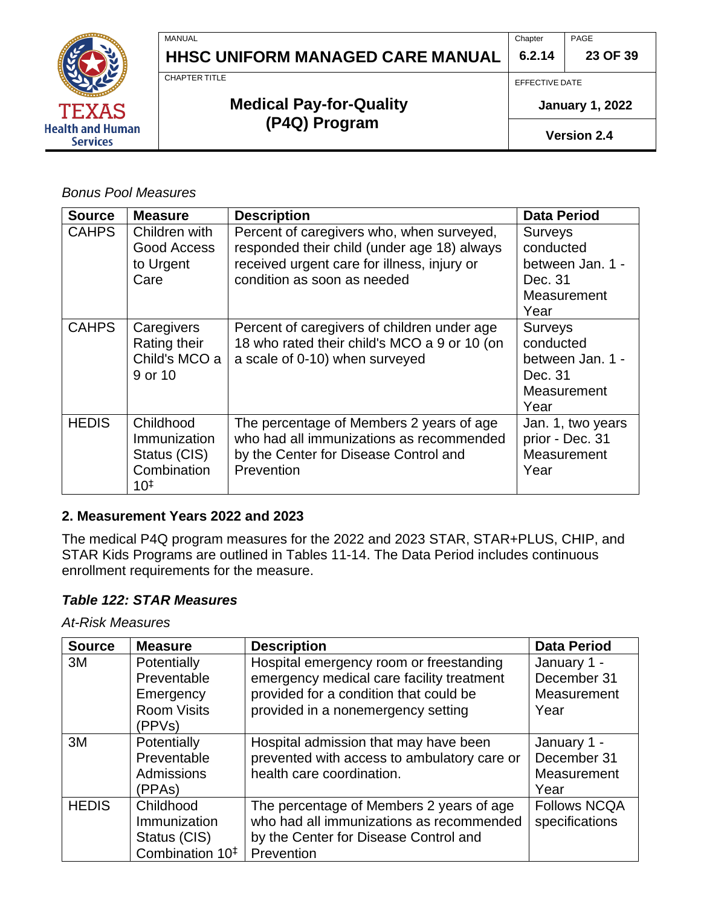*Bonus Pool Measures*

| Source | Measure | Description | Data Period |
|---|---|---|---|
| CAHPS | Children with Good Access to Urgent Care | Percent of caregivers who, when surveyed, responded their child (under age 18) always received urgent care for illness, injury or condition as soon as needed | Surveys conducted between Jan. 1 - Dec. 31 Measurement Year |
| CAHPS | Caregivers Rating their Child's MCO a 9 or 10 | Percent of caregivers of children under age 18 who rated their child's MCO a 9 or 10 (on a scale of 0-10) when surveyed | Surveys conducted between Jan. 1 - Dec. 31 Measurement Year |
| HEDIS | Childhood Immunization Status (CIS) Combination 10‡ | The percentage of Members 2 years of age who had all immunizations as recommended by the Center for Disease Control and Prevention | Jan. 1, two years prior - Dec. 31 Measurement Year |

### 2. Measurement Years 2022 and 2023

The medical P4Q program measures for the 2022 and 2023 STAR, STAR+PLUS, CHIP, and STAR Kids Programs are outlined in Tables 11-14. The Data Period includes continuous enrollment requirements for the measure.

***Table 122: STAR Measures***

*At-Risk Measures*

| Source | Measure | Description | Data Period |
|---|---|---|---|
| 3M | Potentially Preventable Emergency Room Visits (PPVs) | Hospital emergency room or freestanding emergency medical care facility treatment provided for a condition that could be provided in a nonemergency setting | January 1 - December 31 Measurement Year |
| 3M | Potentially Preventable Admissions (PPAs) | Hospital admission that may have been prevented with access to ambulatory care or health care coordination. | January 1 - December 31 Measurement Year |
| HEDIS | Childhood Immunization Status (CIS) Combination 10‡ | The percentage of Members 2 years of age who had all immunizations as recommended by the Center for Disease Control and Prevention | Follows NCQA specifications |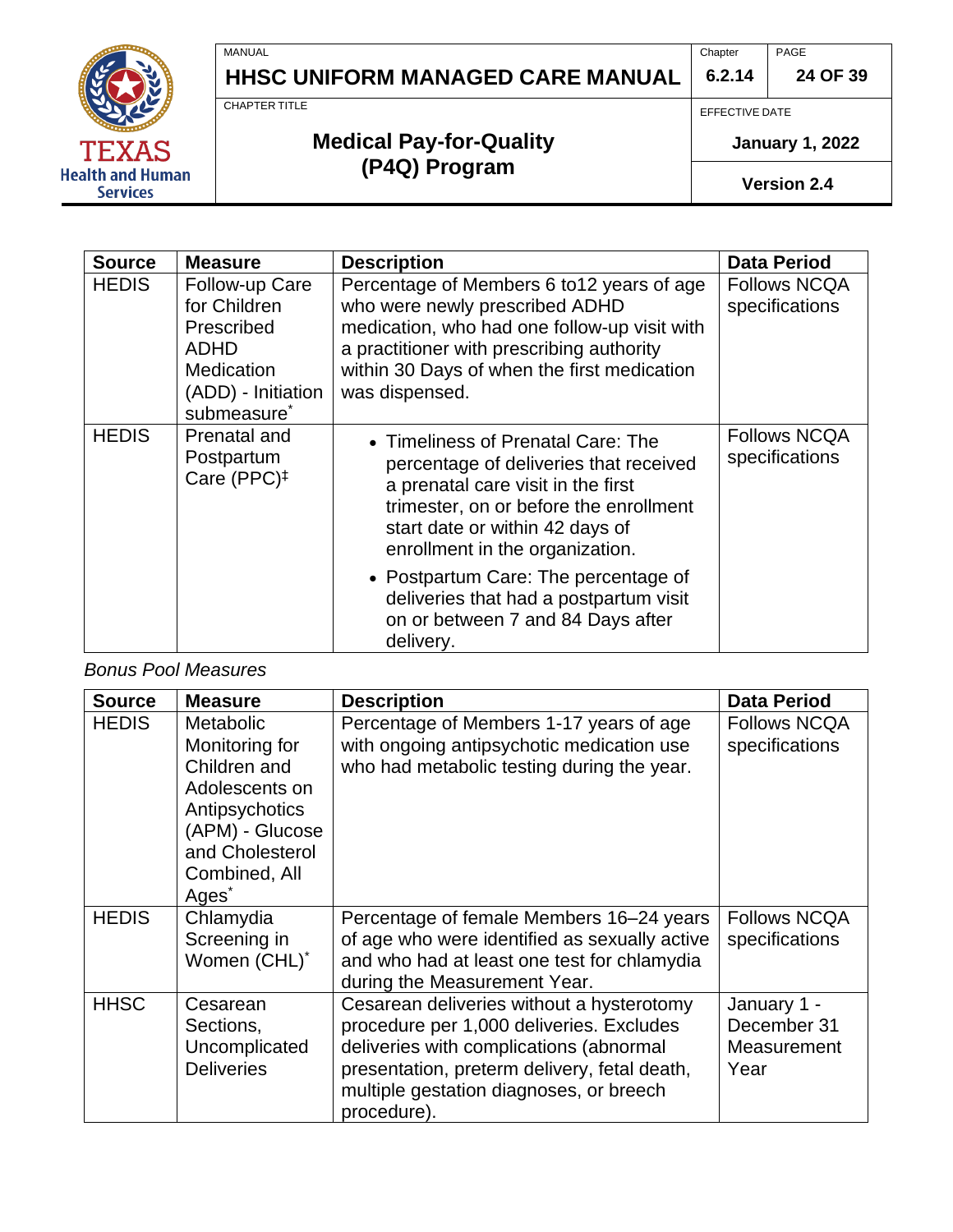| Source | Measure | Description | Data Period |
|---|---|---|---|
| HEDIS | Follow-up Care for Children Prescribed ADHD Medication (ADD) - Initiation submeasure* | Percentage of Members 6 to12 years of age who were newly prescribed ADHD medication, who had one follow-up visit with a practitioner with prescribing authority within 30 Days of when the first medication was dispensed. | Follows NCQA specifications |
| HEDIS | Prenatal and Postpartum Care (PPC)‡ | • Timeliness of Prenatal Care: The percentage of deliveries that received a prenatal care visit in the first trimester, on or before the enrollment start date or within 42 days of enrollment in the organization.<br>• Postpartum Care: The percentage of deliveries that had a postpartum visit on or between 7 and 84 Days after delivery. | Follows NCQA specifications |

*Bonus Pool Measures*

| Source | Measure | Description | Data Period |
|---|---|---|---|
| HEDIS | Metabolic Monitoring for Children and Adolescents on Antipsychotics (APM) - Glucose and Cholesterol Combined, All Ages* | Percentage of Members 1-17 years of age with ongoing antipsychotic medication use who had metabolic testing during the year. | Follows NCQA specifications |
| HEDIS | Chlamydia Screening in Women (CHL)* | Percentage of female Members 16–24 years of age who were identified as sexually active and who had at least one test for chlamydia during the Measurement Year. | Follows NCQA specifications |
| HHSC | Cesarean Sections, Uncomplicated Deliveries | Cesarean deliveries without a hysterotomy procedure per 1,000 deliveries. Excludes deliveries with complications (abnormal presentation, preterm delivery, fetal death, multiple gestation diagnoses, or breech procedure). | January 1 - December 31 Measurement Year |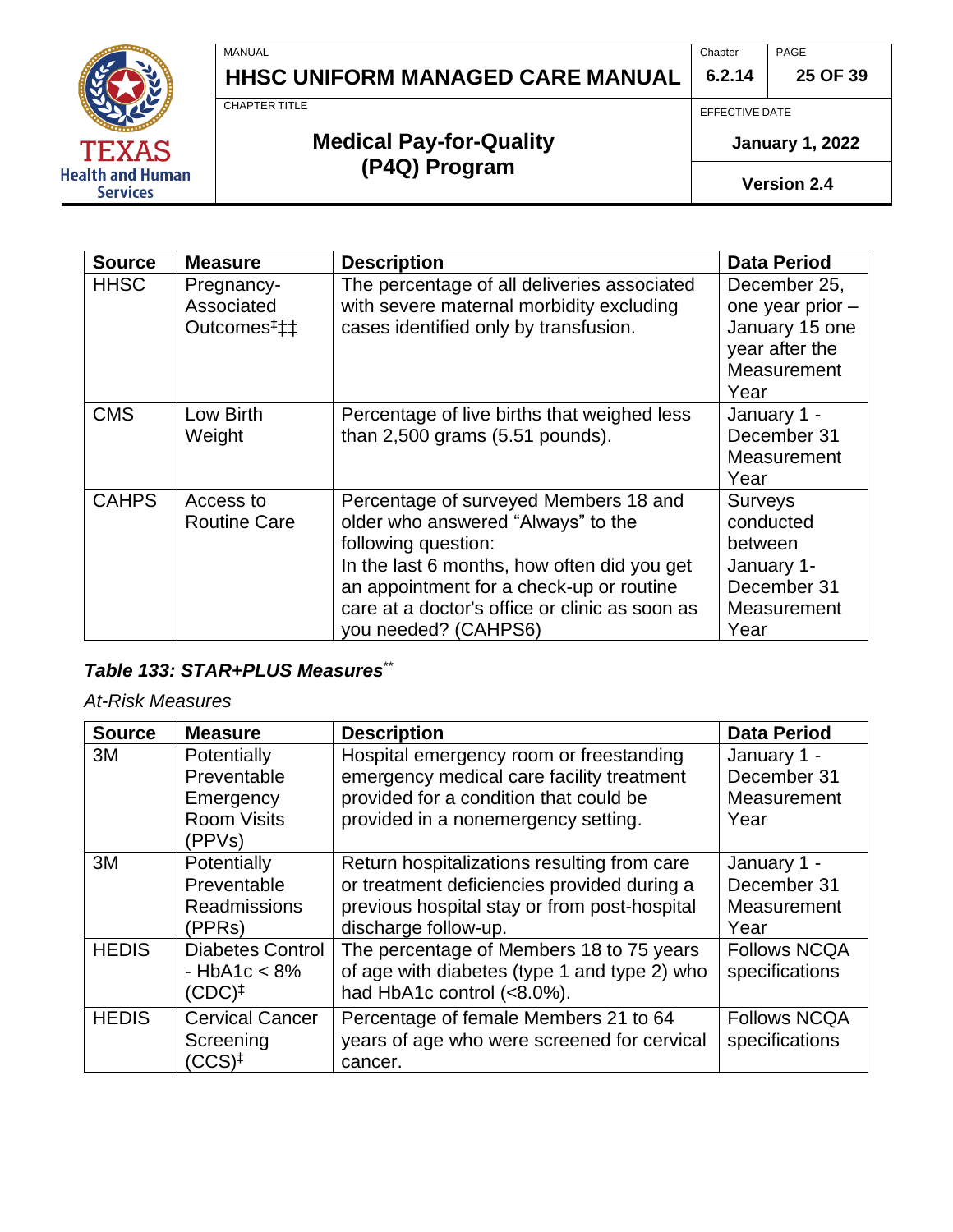| Source | Measure | Description | Data Period |
|---|---|---|---|
| HHSC | Pregnancy-Associated Outcomes‡‡‡ | The percentage of all deliveries associated with severe maternal morbidity excluding cases identified only by transfusion. | December 25, one year prior – January 15 one year after the Measurement Year |
| CMS | Low Birth Weight | Percentage of live births that weighed less than 2,500 grams (5.51 pounds). | January 1 - December 31 Measurement Year |
| CAHPS | Access to Routine Care | Percentage of surveyed Members 18 and older who answered "Always" to the following question: In the last 6 months, how often did you get an appointment for a check-up or routine care at a doctor's office or clinic as soon as you needed? (CAHPS6) | Surveys conducted between January 1- December 31 Measurement Year |

***Table 133: STAR+PLUS Measures*****

*At-Risk Measures*

| Source | Measure | Description | Data Period |
|---|---|---|---|
| 3M | Potentially Preventable Emergency Room Visits (PPVs) | Hospital emergency room or freestanding emergency medical care facility treatment provided for a condition that could be provided in a nonemergency setting. | January 1 - December 31 Measurement Year |
| 3M | Potentially Preventable Readmissions (PPRs) | Return hospitalizations resulting from care or treatment deficiencies provided during a previous hospital stay or from post-hospital discharge follow-up. | January 1 - December 31 Measurement Year |
| HEDIS | Diabetes Control - HbA1c < 8% (CDC)‡ | The percentage of Members 18 to 75 years of age with diabetes (type 1 and type 2) who had HbA1c control (<8.0%). | Follows NCQA specifications |
| HEDIS | Cervical Cancer Screening (CCS)‡ | Percentage of female Members 21 to 64 years of age who were screened for cervical cancer. | Follows NCQA specifications |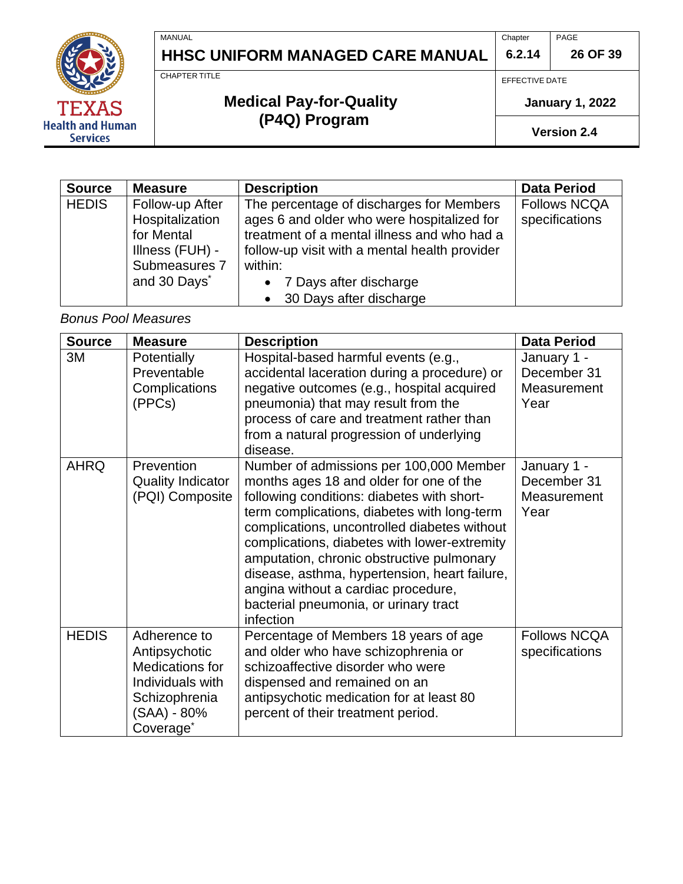| Source | Measure | Description | Data Period |
| --- | --- | --- | --- |
| HEDIS | Follow-up After Hospitalization for Mental Illness (FUH) - Submeasures 7 and 30 Days* | The percentage of discharges for Members ages 6 and older who were hospitalized for treatment of a mental illness and who had a follow-up visit with a mental health provider within: <br>• 7 Days after discharge <br>• 30 Days after discharge | Follows NCQA specifications |

*Bonus Pool Measures*

| Source | Measure | Description | Data Period |
| --- | --- | --- | --- |
| 3M | Potentially Preventable Complications (PPCs) | Hospital-based harmful events (e.g., accidental laceration during a procedure) or negative outcomes (e.g., hospital acquired pneumonia) that may result from the process of care and treatment rather than from a natural progression of underlying disease. | January 1 - December 31 Measurement Year |
| AHRQ | Prevention Quality Indicator (PQI) Composite | Number of admissions per 100,000 Member months ages 18 and older for one of the following conditions: diabetes with short-term complications, diabetes with long-term complications, uncontrolled diabetes without complications, diabetes with lower-extremity amputation, chronic obstructive pulmonary disease, asthma, hypertension, heart failure, angina without a cardiac procedure, bacterial pneumonia, or urinary tract infection | January 1 - December 31 Measurement Year |
| HEDIS | Adherence to Antipsychotic Medications for Individuals with Schizophrenia (SAA) - 80% Coverage* | Percentage of Members 18 years of age and older who have schizophrenia or schizoaffective disorder who were dispensed and remained on an antipsychotic medication for at least 80 percent of their treatment period. | Follows NCQA specifications |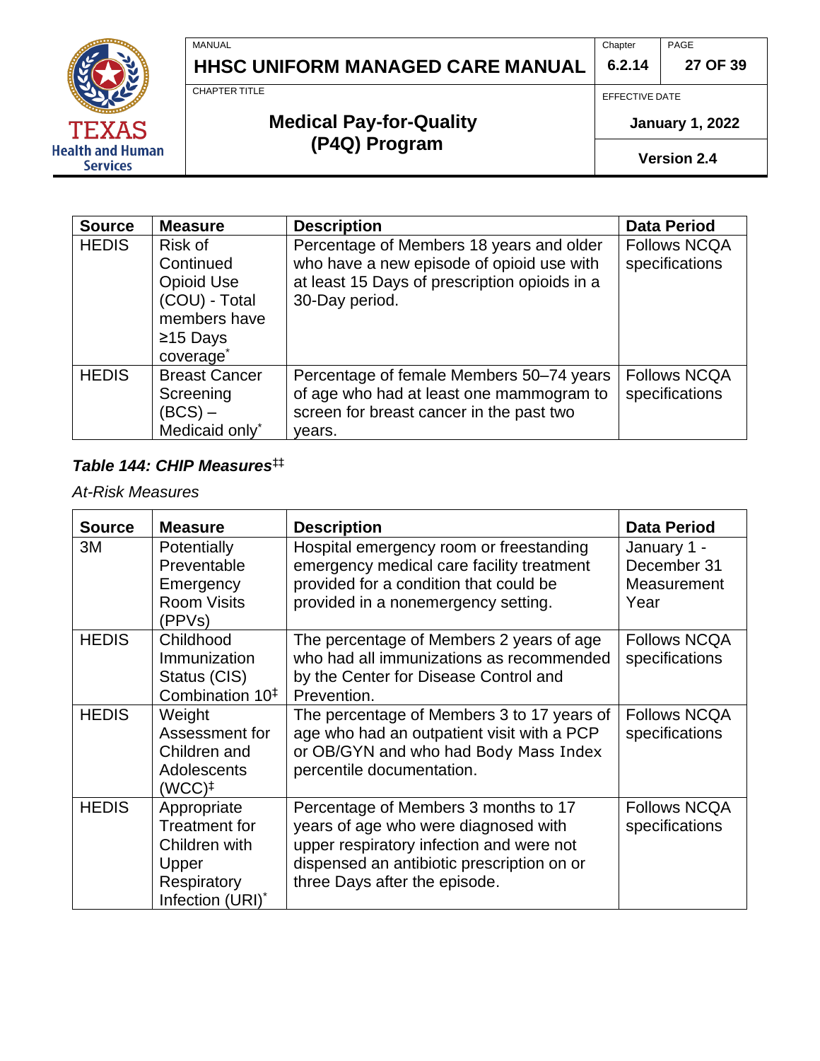| Source | Measure | Description | Data Period |
|---|---|---|---|
| HEDIS | Risk of Continued Opioid Use (COU) - Total members have ≥15 Days coverage* | Percentage of Members 18 years and older who have a new episode of opioid use with at least 15 Days of prescription opioids in a 30-Day period. | Follows NCQA specifications |
| HEDIS | Breast Cancer Screening (BCS) – Medicaid only* | Percentage of female Members 50–74 years of age who had at least one mammogram to screen for breast cancer in the past two years. | Follows NCQA specifications |

***Table 144: CHIP Measures*‡‡**

*At-Risk Measures*

| Source | Measure | Description | Data Period |
|---|---|---|---|
| 3M | Potentially Preventable Emergency Room Visits (PPVs) | Hospital emergency room or freestanding emergency medical care facility treatment provided for a condition that could be provided in a nonemergency setting. | January 1 - December 31 Measurement Year |
| HEDIS | Childhood Immunization Status (CIS) Combination 10‡ | The percentage of Members 2 years of age who had all immunizations as recommended by the Center for Disease Control and Prevention. | Follows NCQA specifications |
| HEDIS | Weight Assessment for Children and Adolescents (WCC)‡ | The percentage of Members 3 to 17 years of age who had an outpatient visit with a PCP or OB/GYN and who had Body Mass Index percentile documentation. | Follows NCQA specifications |
| HEDIS | Appropriate Treatment for Children with Upper Respiratory Infection (URI)* | Percentage of Members 3 months to 17 years of age who were diagnosed with upper respiratory infection and were not dispensed an antibiotic prescription on or three Days after the episode. | Follows NCQA specifications |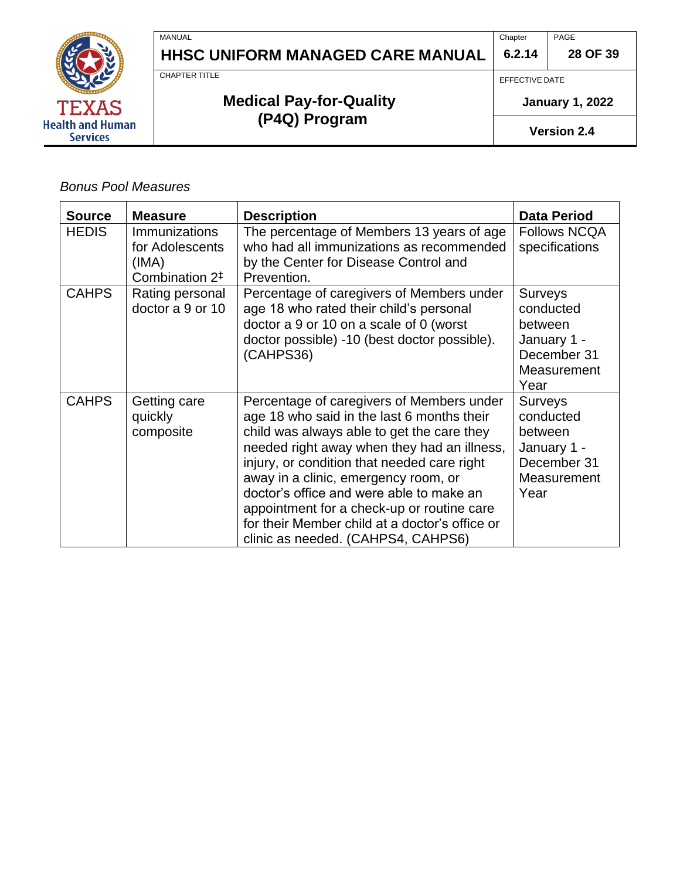*Bonus Pool Measures*

| Source | Measure | Description | Data Period |
|---|---|---|---|
| HEDIS | Immunizations for Adolescents (IMA) Combination 2‡ | The percentage of Members 13 years of age who had all immunizations as recommended by the Center for Disease Control and Prevention. | Follows NCQA specifications |
| CAHPS | Rating personal doctor a 9 or 10 | Percentage of caregivers of Members under age 18 who rated their child's personal doctor a 9 or 10 on a scale of 0 (worst doctor possible) -10 (best doctor possible). (CAHPS36) | Surveys conducted between January 1 - December 31 Measurement Year |
| CAHPS | Getting care quickly composite | Percentage of caregivers of Members under age 18 who said in the last 6 months their child was always able to get the care they needed right away when they had an illness, injury, or condition that needed care right away in a clinic, emergency room, or doctor's office and were able to make an appointment for a check-up or routine care for their Member child at a doctor's office or clinic as needed. (CAHPS4, CAHPS6) | Surveys conducted between January 1 - December 31 Measurement Year |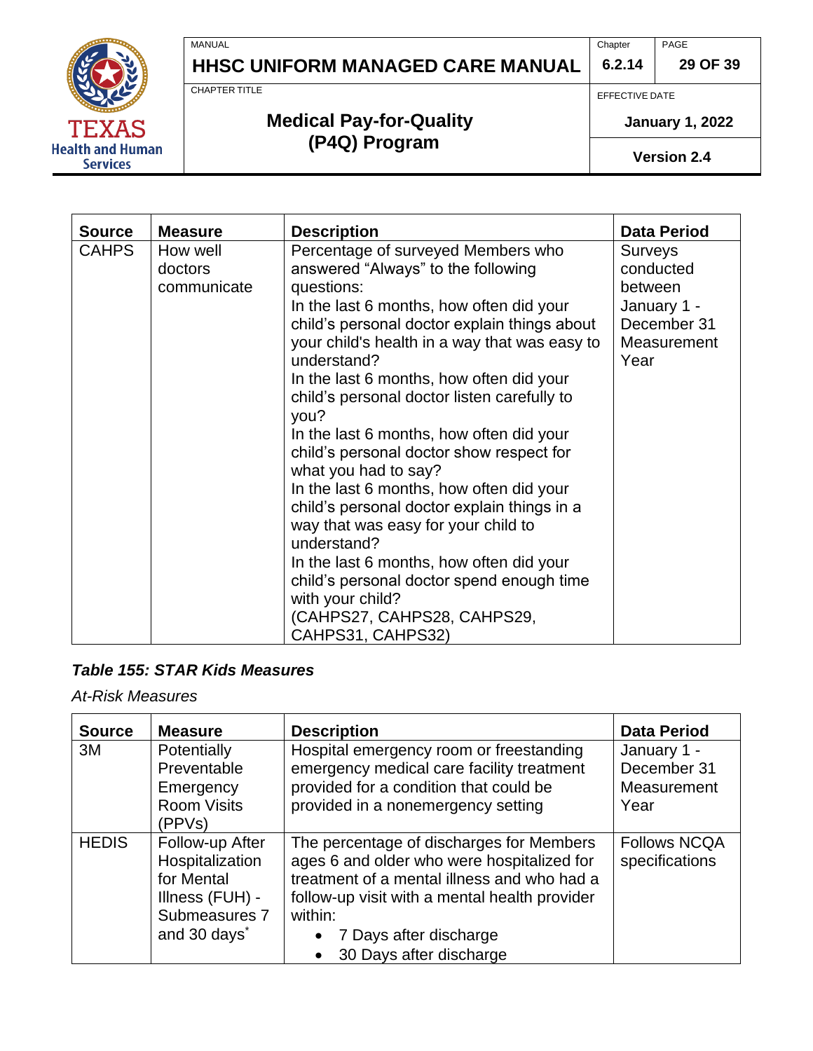| Source | Measure | Description | Data Period |
|---|---|---|---|
| CAHPS | How well doctors communicate | Percentage of surveyed Members who answered "Always" to the following questions: In the last 6 months, how often did your child's personal doctor explain things about your child's health in a way that was easy to understand? In the last 6 months, how often did your child's personal doctor listen carefully to you? In the last 6 months, how often did your child's personal doctor show respect for what you had to say? In the last 6 months, how often did your child's personal doctor explain things in a way that was easy for your child to understand? In the last 6 months, how often did your child's personal doctor spend enough time with your child? (CAHPS27, CAHPS28, CAHPS29, CAHPS31, CAHPS32) | Surveys conducted between January 1 - December 31 Measurement Year |

***Table 155: STAR Kids Measures***

*At-Risk Measures*

| Source | Measure | Description | Data Period |
|---|---|---|---|
| 3M | Potentially Preventable Emergency Room Visits (PPVs) | Hospital emergency room or freestanding emergency medical care facility treatment provided for a condition that could be provided in a nonemergency setting | January 1 - December 31 Measurement Year |
| HEDIS | Follow-up After Hospitalization for Mental Illness (FUH) - Submeasures 7 and 30 days* | The percentage of discharges for Members ages 6 and older who were hospitalized for treatment of a mental illness and who had a follow-up visit with a mental health provider within: <br>• 7 Days after discharge <br>• 30 Days after discharge | Follows NCQA specifications |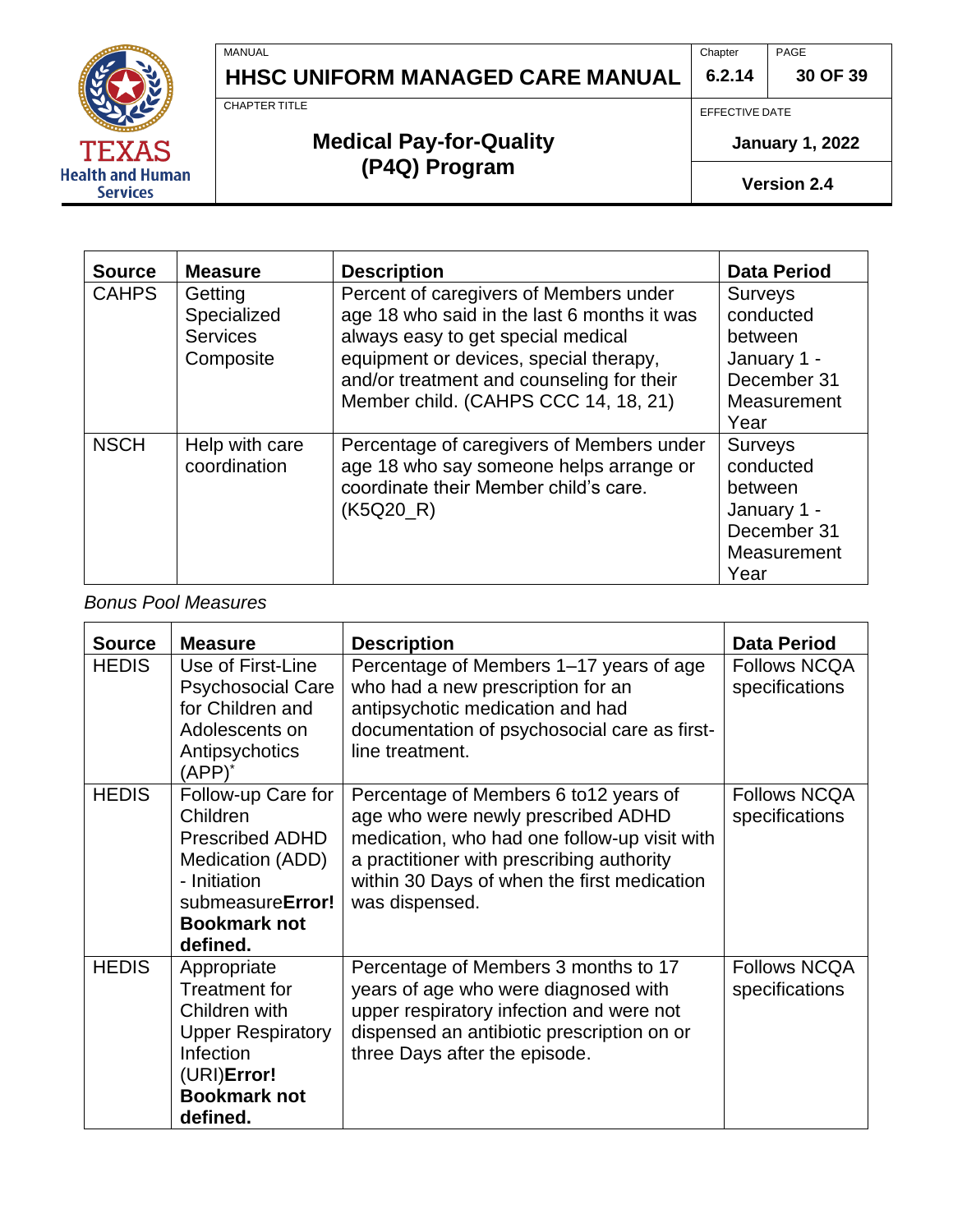| Source | Measure | Description | Data Period |
| --- | --- | --- | --- |
| CAHPS | Getting Specialized Services Composite | Percent of caregivers of Members under age 18 who said in the last 6 months it was always easy to get special medical equipment or devices, special therapy, and/or treatment and counseling for their Member child. (CAHPS CCC 14, 18, 21) | Surveys conducted between January 1 - December 31 Measurement Year |
| NSCH | Help with care coordination | Percentage of caregivers of Members under age 18 who say someone helps arrange or coordinate their Member child's care. (K5Q20_R) | Surveys conducted between January 1 - December 31 Measurement Year |

*Bonus Pool Measures*

| Source | Measure | Description | Data Period |
| --- | --- | --- | --- |
| HEDIS | Use of First-Line Psychosocial Care for Children and Adolescents on Antipsychotics (APP)* | Percentage of Members 1–17 years of age who had a new prescription for an antipsychotic medication and had documentation of psychosocial care as first-line treatment. | Follows NCQA specifications |
| HEDIS | Follow-up Care for Children Prescribed ADHD Medication (ADD) - Initiation submeasure**Error! Bookmark not defined.** | Percentage of Members 6 to12 years of age who were newly prescribed ADHD medication, who had one follow-up visit with a practitioner with prescribing authority within 30 Days of when the first medication was dispensed. | Follows NCQA specifications |
| HEDIS | Appropriate Treatment for Children with Upper Respiratory Infection (URI)**Error! Bookmark not defined.** | Percentage of Members 3 months to 17 years of age who were diagnosed with upper respiratory infection and were not dispensed an antibiotic prescription on or three Days after the episode. | Follows NCQA specifications |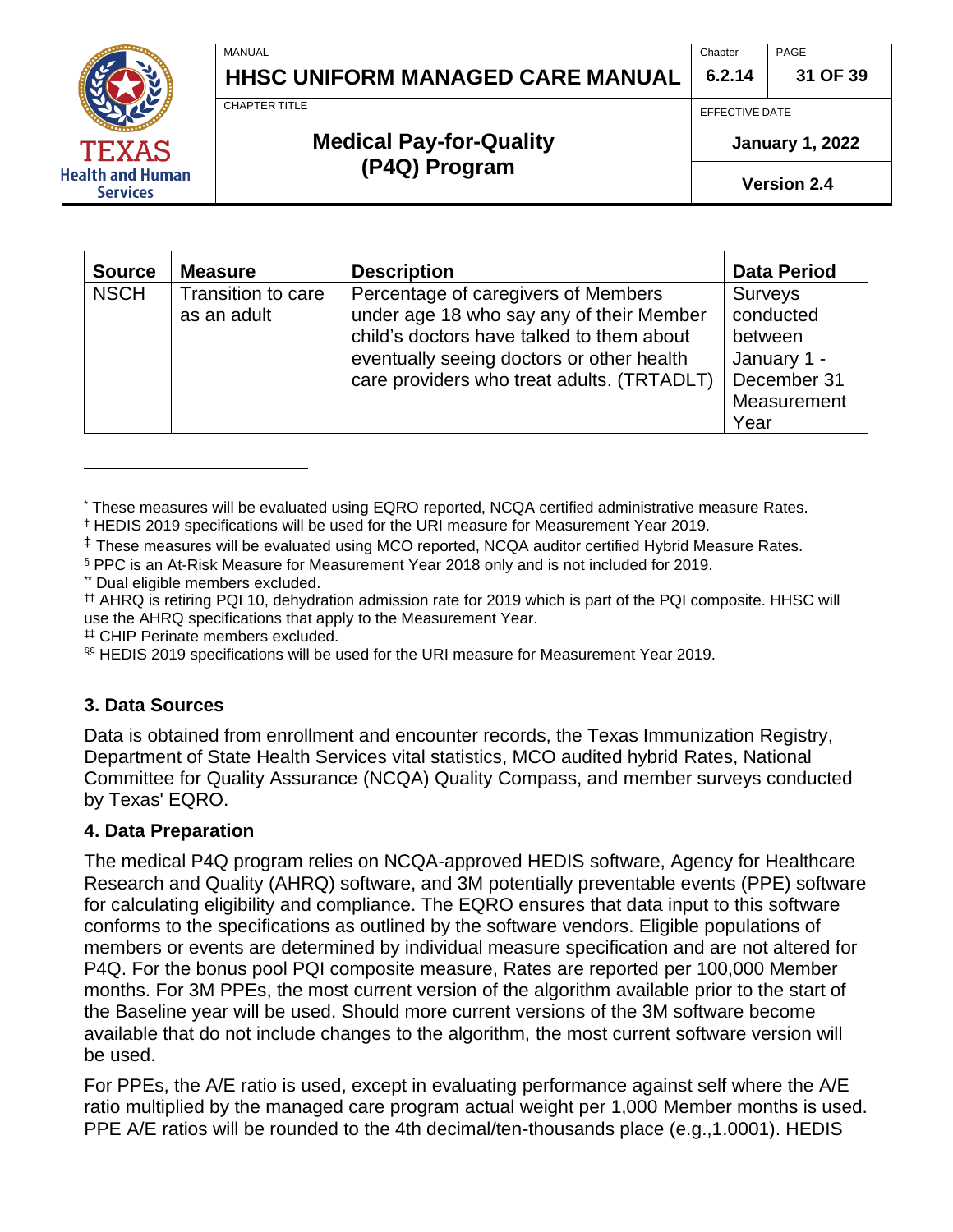| Source | Measure | Description | Data Period |
|---|---|---|---|
| NSCH | Transition to care as an adult | Percentage of caregivers of Members under age 18 who say any of their Member child's doctors have talked to them about eventually seeing doctors or other health care providers who treat adults. (TRTADLT) | Surveys conducted between January 1 - December 31 Measurement Year |

---

* These measures will be evaluated using EQRO reported, NCQA certified administrative measure Rates.

† HEDIS 2019 specifications will be used for the URI measure for Measurement Year 2019.

‡ These measures will be evaluated using MCO reported, NCQA auditor certified Hybrid Measure Rates.

§ PPC is an At-Risk Measure for Measurement Year 2018 only and is not included for 2019.

** Dual eligible members excluded.

†† AHRQ is retiring PQI 10, dehydration admission rate for 2019 which is part of the PQI composite. HHSC will use the AHRQ specifications that apply to the Measurement Year.

‡‡ CHIP Perinate members excluded.

§§ HEDIS 2019 specifications will be used for the URI measure for Measurement Year 2019.

### 3. Data Sources

Data is obtained from enrollment and encounter records, the Texas Immunization Registry, Department of State Health Services vital statistics, MCO audited hybrid Rates, National Committee for Quality Assurance (NCQA) Quality Compass, and member surveys conducted by Texas' EQRO.

### 4. Data Preparation

The medical P4Q program relies on NCQA-approved HEDIS software, Agency for Healthcare Research and Quality (AHRQ) software, and 3M potentially preventable events (PPE) software for calculating eligibility and compliance. The EQRO ensures that data input to this software conforms to the specifications as outlined by the software vendors. Eligible populations of members or events are determined by individual measure specification and are not altered for P4Q. For the bonus pool PQI composite measure, Rates are reported per 100,000 Member months. For 3M PPEs, the most current version of the algorithm available prior to the start of the Baseline year will be used. Should more current versions of the 3M software become available that do not include changes to the algorithm, the most current software version will be used.

For PPEs, the A/E ratio is used, except in evaluating performance against self where the A/E ratio multiplied by the managed care program actual weight per 1,000 Member months is used. PPE A/E ratios will be rounded to the 4th decimal/ten-thousands place (e.g.,1.0001). HEDIS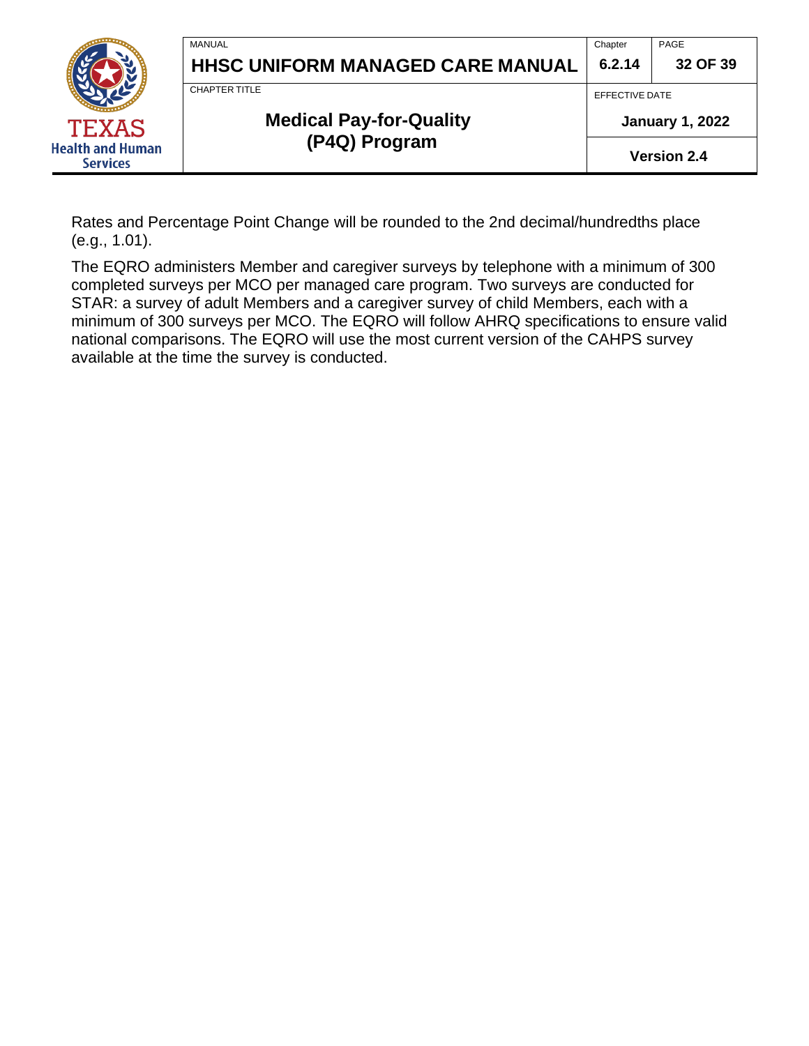Rates and Percentage Point Change will be rounded to the 2nd decimal/hundredths place (e.g., 1.01).

The EQRO administers Member and caregiver surveys by telephone with a minimum of 300 completed surveys per MCO per managed care program. Two surveys are conducted for STAR: a survey of adult Members and a caregiver survey of child Members, each with a minimum of 300 surveys per MCO. The EQRO will follow AHRQ specifications to ensure valid national comparisons. The EQRO will use the most current version of the CAHPS survey available at the time the survey is conducted.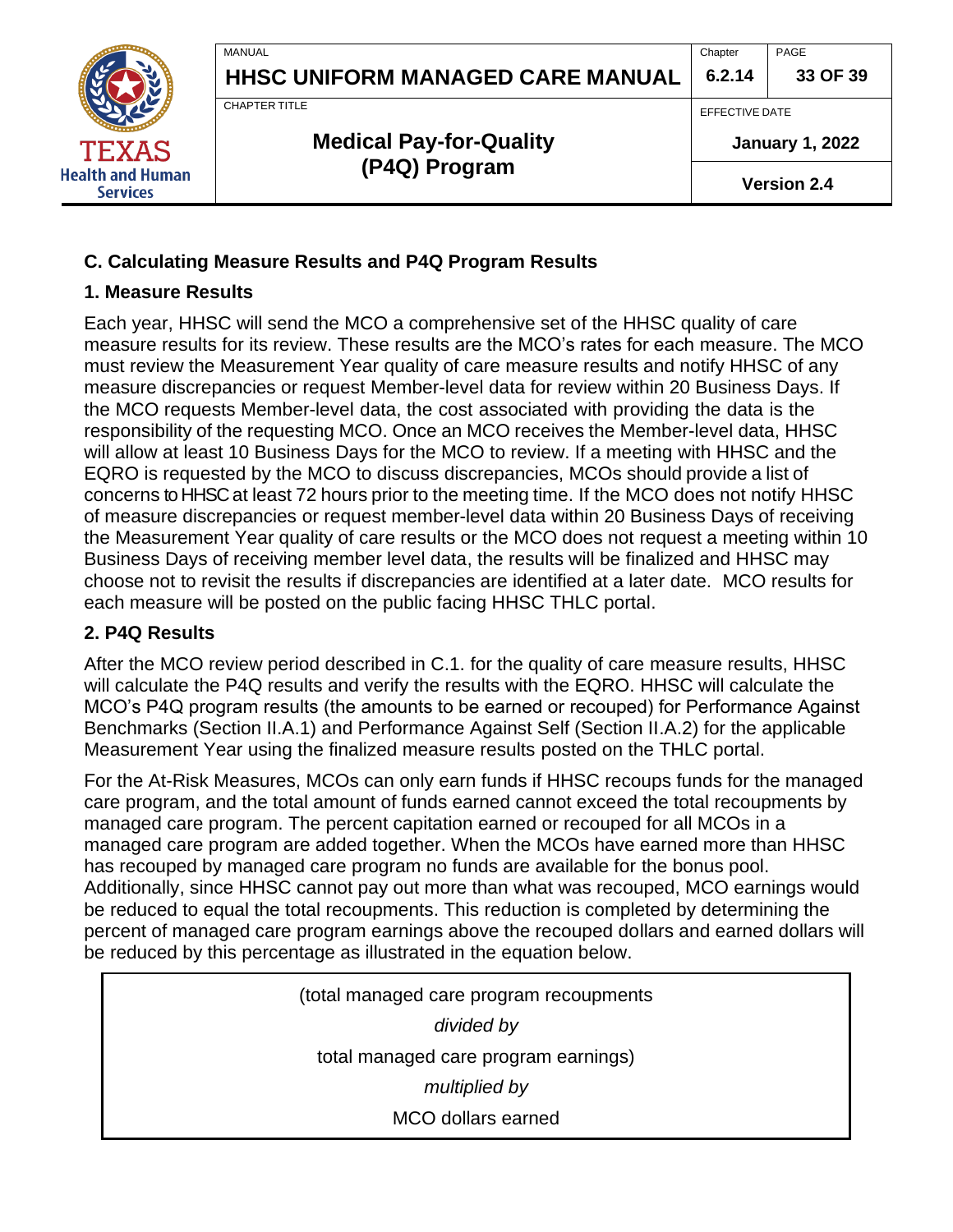### C. Calculating Measure Results and P4Q Program Results

#### 1. Measure Results

Each year, HHSC will send the MCO a comprehensive set of the HHSC quality of care measure results for its review. These results are the MCO's rates for each measure. The MCO must review the Measurement Year quality of care measure results and notify HHSC of any measure discrepancies or request Member-level data for review within 20 Business Days. If the MCO requests Member-level data, the cost associated with providing the data is the responsibility of the requesting MCO. Once an MCO receives the Member-level data, HHSC will allow at least 10 Business Days for the MCO to review. If a meeting with HHSC and the EQRO is requested by the MCO to discuss discrepancies, MCOs should provide a list of concerns to HHSC at least 72 hours prior to the meeting time. If the MCO does not notify HHSC of measure discrepancies or request member-level data within 20 Business Days of receiving the Measurement Year quality of care results or the MCO does not request a meeting within 10 Business Days of receiving member level data, the results will be finalized and HHSC may choose not to revisit the results if discrepancies are identified at a later date. MCO results for each measure will be posted on the public facing HHSC THLC portal.

#### 2. P4Q Results

After the MCO review period described in C.1. for the quality of care measure results, HHSC will calculate the P4Q results and verify the results with the EQRO. HHSC will calculate the MCO's P4Q program results (the amounts to be earned or recouped) for Performance Against Benchmarks (Section II.A.1) and Performance Against Self (Section II.A.2) for the applicable Measurement Year using the finalized measure results posted on the THLC portal.

For the At-Risk Measures, MCOs can only earn funds if HHSC recoups funds for the managed care program, and the total amount of funds earned cannot exceed the total recoupments by managed care program. The percent capitation earned or recouped for all MCOs in a managed care program are added together. When the MCOs have earned more than HHSC has recouped by managed care program no funds are available for the bonus pool. Additionally, since HHSC cannot pay out more than what was recouped, MCO earnings would be reduced to equal the total recoupments. This reduction is completed by determining the percent of managed care program earnings above the recouped dollars and earned dollars will be reduced by this percentage as illustrated in the equation below.

(total managed care program recoupments

*divided by*

total managed care program earnings)

*multiplied by*

MCO dollars earned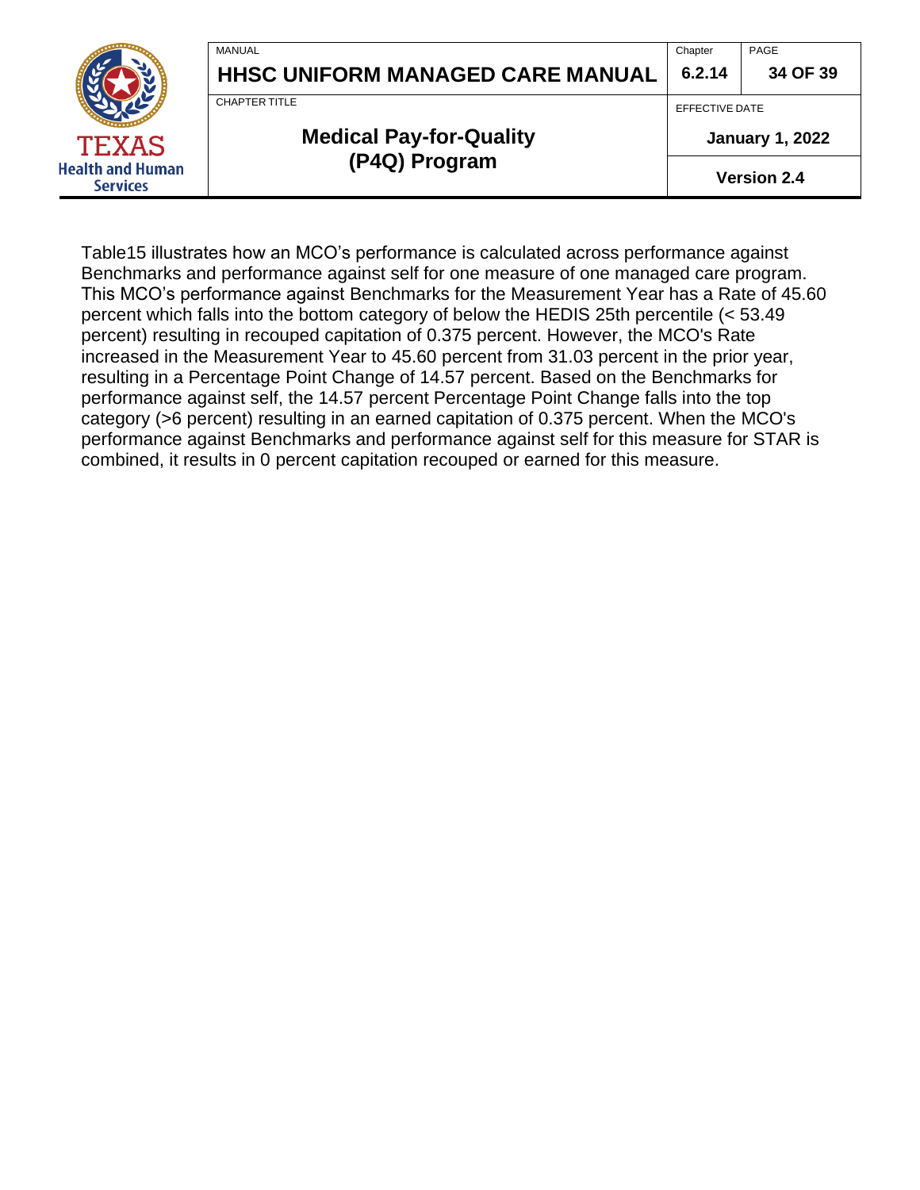Table15 illustrates how an MCO’s performance is calculated across performance against Benchmarks and performance against self for one measure of one managed care program. This MCO’s performance against Benchmarks for the Measurement Year has a Rate of 45.60 percent which falls into the bottom category of below the HEDIS 25th percentile (< 53.49 percent) resulting in recouped capitation of 0.375 percent. However, the MCO's Rate increased in the Measurement Year to 45.60 percent from 31.03 percent in the prior year, resulting in a Percentage Point Change of 14.57 percent. Based on the Benchmarks for performance against self, the 14.57 percent Percentage Point Change falls into the top category (>6 percent) resulting in an earned capitation of 0.375 percent. When the MCO's performance against Benchmarks and performance against self for this measure for STAR is combined, it results in 0 percent capitation recouped or earned for this measure.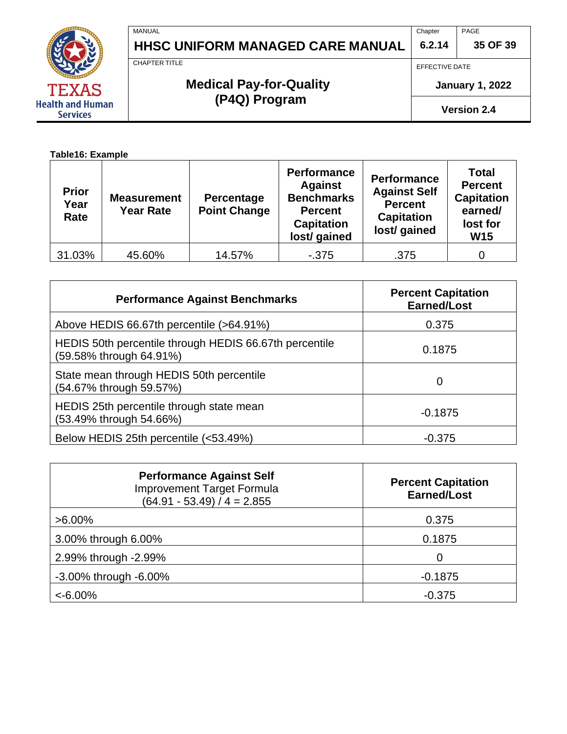**Table16: Example**

| Prior Year Rate | Measurement Year Rate | Percentage Point Change | Performance Against Benchmarks Percent Capitation lost/ gained | Performance Against Self Percent Capitation lost/ gained | Total Percent Capitation earned/ lost for W15 |
|---|---|---|---|---|---|
| 31.03% | 45.60% | 14.57% | -.375 | .375 | 0 |

| Performance Against Benchmarks | Percent Capitation Earned/Lost |
|---|---|
| Above HEDIS 66.67th percentile (>64.91%) | 0.375 |
| HEDIS 50th percentile through HEDIS 66.67th percentile (59.58% through 64.91%) | 0.1875 |
| State mean through HEDIS 50th percentile (54.67% through 59.57%) | 0 |
| HEDIS 25th percentile through state mean (53.49% through 54.66%) | -0.1875 |
| Below HEDIS 25th percentile (<53.49%) | -0.375 |

| **Performance Against Self** Improvement Target Formula (64.91 - 53.49) / 4 = 2.855 | Percent Capitation Earned/Lost |
|---|---|
| >6.00% | 0.375 |
| 3.00% through 6.00% | 0.1875 |
| 2.99% through -2.99% | 0 |
| -3.00% through -6.00% | -0.1875 |
| <-6.00% | -0.375 |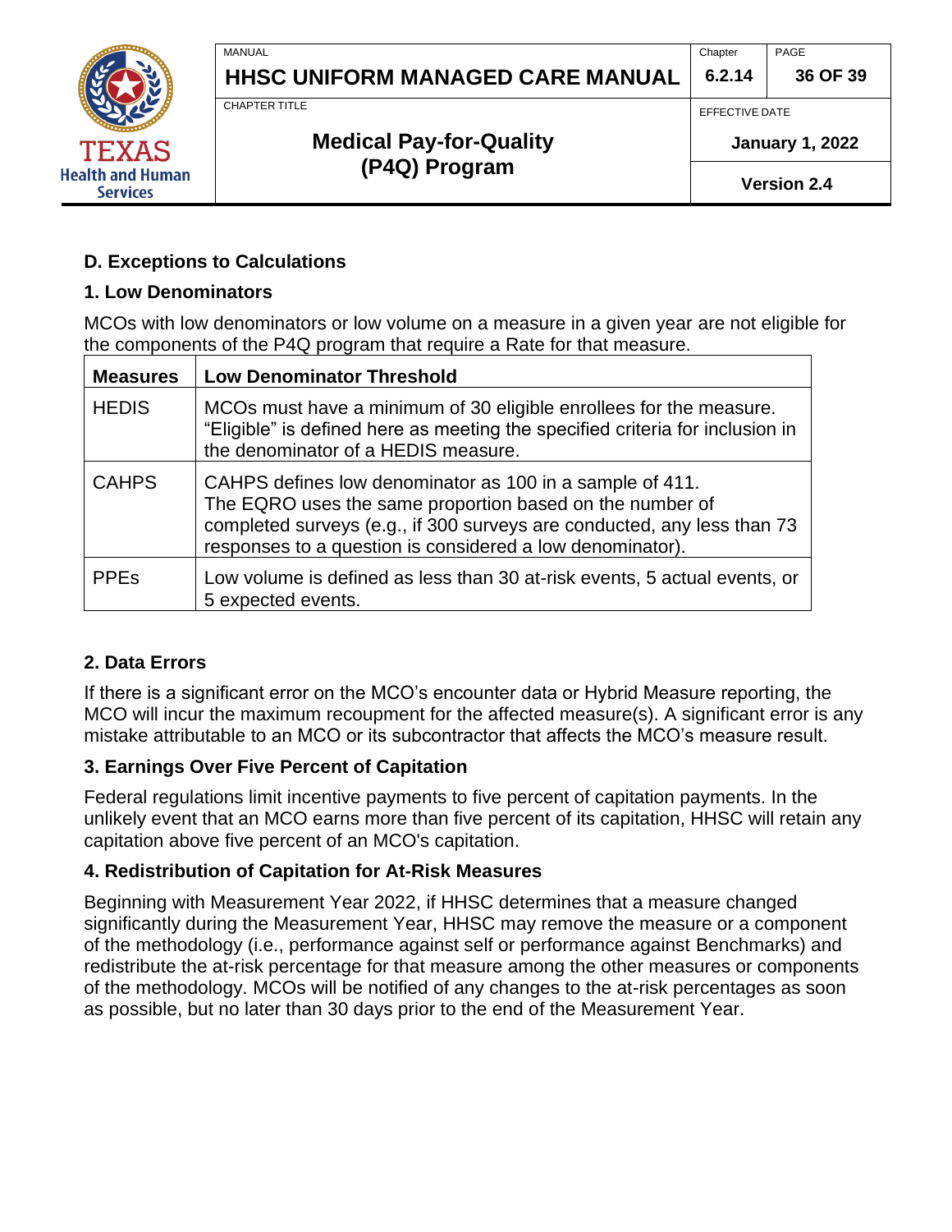## D. Exceptions to Calculations

### 1. Low Denominators

MCOs with low denominators or low volume on a measure in a given year are not eligible for the components of the P4Q program that require a Rate for that measure.

| Measures | Low Denominator Threshold |
|---|---|
| HEDIS | MCOs must have a minimum of 30 eligible enrollees for the measure. "Eligible" is defined here as meeting the specified criteria for inclusion in the denominator of a HEDIS measure. |
| CAHPS | CAHPS defines low denominator as 100 in a sample of 411. The EQRO uses the same proportion based on the number of completed surveys (e.g., if 300 surveys are conducted, any less than 73 responses to a question is considered a low denominator). |
| PPEs | Low volume is defined as less than 30 at-risk events, 5 actual events, or 5 expected events. |

### 2. Data Errors

If there is a significant error on the MCO's encounter data or Hybrid Measure reporting, the MCO will incur the maximum recoupment for the affected measure(s). A significant error is any mistake attributable to an MCO or its subcontractor that affects the MCO's measure result.

### 3. Earnings Over Five Percent of Capitation

Federal regulations limit incentive payments to five percent of capitation payments. In the unlikely event that an MCO earns more than five percent of its capitation, HHSC will retain any capitation above five percent of an MCO's capitation.

### 4. Redistribution of Capitation for At-Risk Measures

Beginning with Measurement Year 2022, if HHSC determines that a measure changed significantly during the Measurement Year, HHSC may remove the measure or a component of the methodology (i.e., performance against self or performance against Benchmarks) and redistribute the at-risk percentage for that measure among the other measures or components of the methodology. MCOs will be notified of any changes to the at-risk percentages as soon as possible, but no later than 30 days prior to the end of the Measurement Year.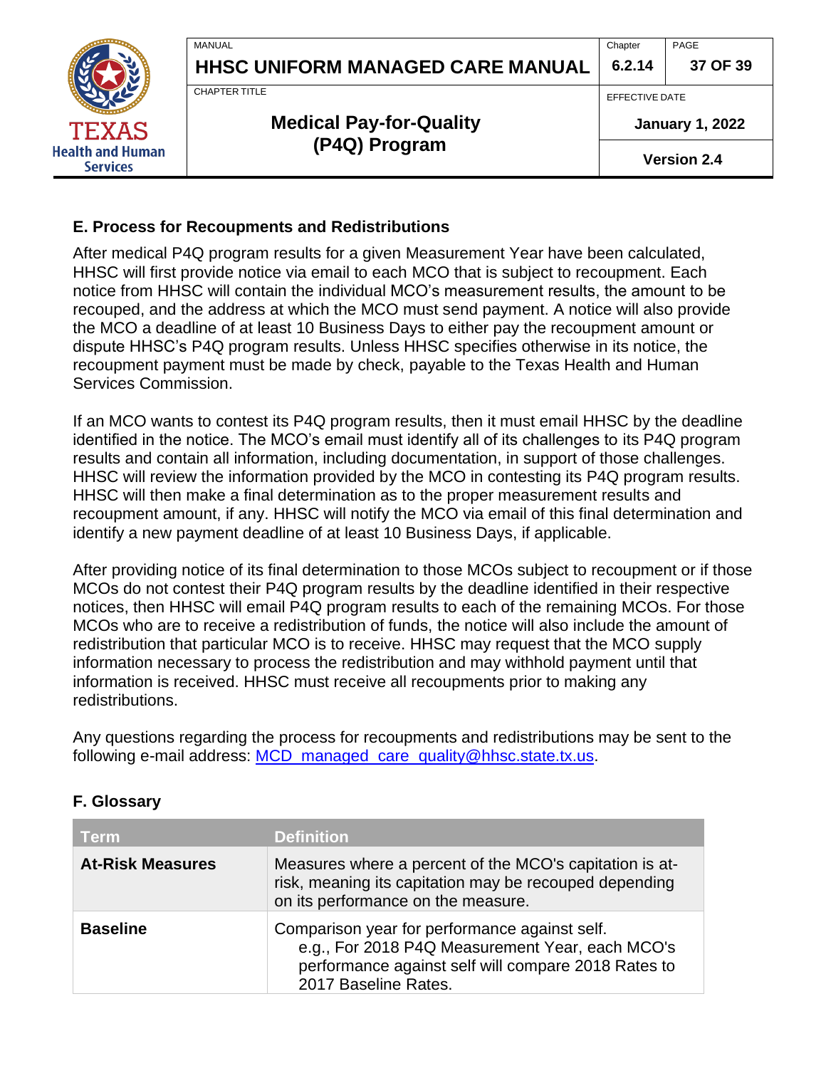## E. Process for Recoupments and Redistributions

After medical P4Q program results for a given Measurement Year have been calculated, HHSC will first provide notice via email to each MCO that is subject to recoupment. Each notice from HHSC will contain the individual MCO's measurement results, the amount to be recouped, and the address at which the MCO must send payment. A notice will also provide the MCO a deadline of at least 10 Business Days to either pay the recoupment amount or dispute HHSC's P4Q program results. Unless HHSC specifies otherwise in its notice, the recoupment payment must be made by check, payable to the Texas Health and Human Services Commission.

If an MCO wants to contest its P4Q program results, then it must email HHSC by the deadline identified in the notice. The MCO's email must identify all of its challenges to its P4Q program results and contain all information, including documentation, in support of those challenges. HHSC will review the information provided by the MCO in contesting its P4Q program results. HHSC will then make a final determination as to the proper measurement results and recoupment amount, if any. HHSC will notify the MCO via email of this final determination and identify a new payment deadline of at least 10 Business Days, if applicable.

After providing notice of its final determination to those MCOs subject to recoupment or if those MCOs do not contest their P4Q program results by the deadline identified in their respective notices, then HHSC will email P4Q program results to each of the remaining MCOs. For those MCOs who are to receive a redistribution of funds, the notice will also include the amount of redistribution that particular MCO is to receive. HHSC may request that the MCO supply information necessary to process the redistribution and may withhold payment until that information is received. HHSC must receive all recoupments prior to making any redistributions.

Any questions regarding the process for recoupments and redistributions may be sent to the following e-mail address: MCD_managed_care_quality@hhsc.state.tx.us.

## F. Glossary

| Term | Definition |
|---|---|
| **At-Risk Measures** | Measures where a percent of the MCO's capitation is at-risk, meaning its capitation may be recouped depending on its performance on the measure. |
| **Baseline** | Comparison year for performance against self. e.g., For 2018 P4Q Measurement Year, each MCO's performance against self will compare 2018 Rates to 2017 Baseline Rates. |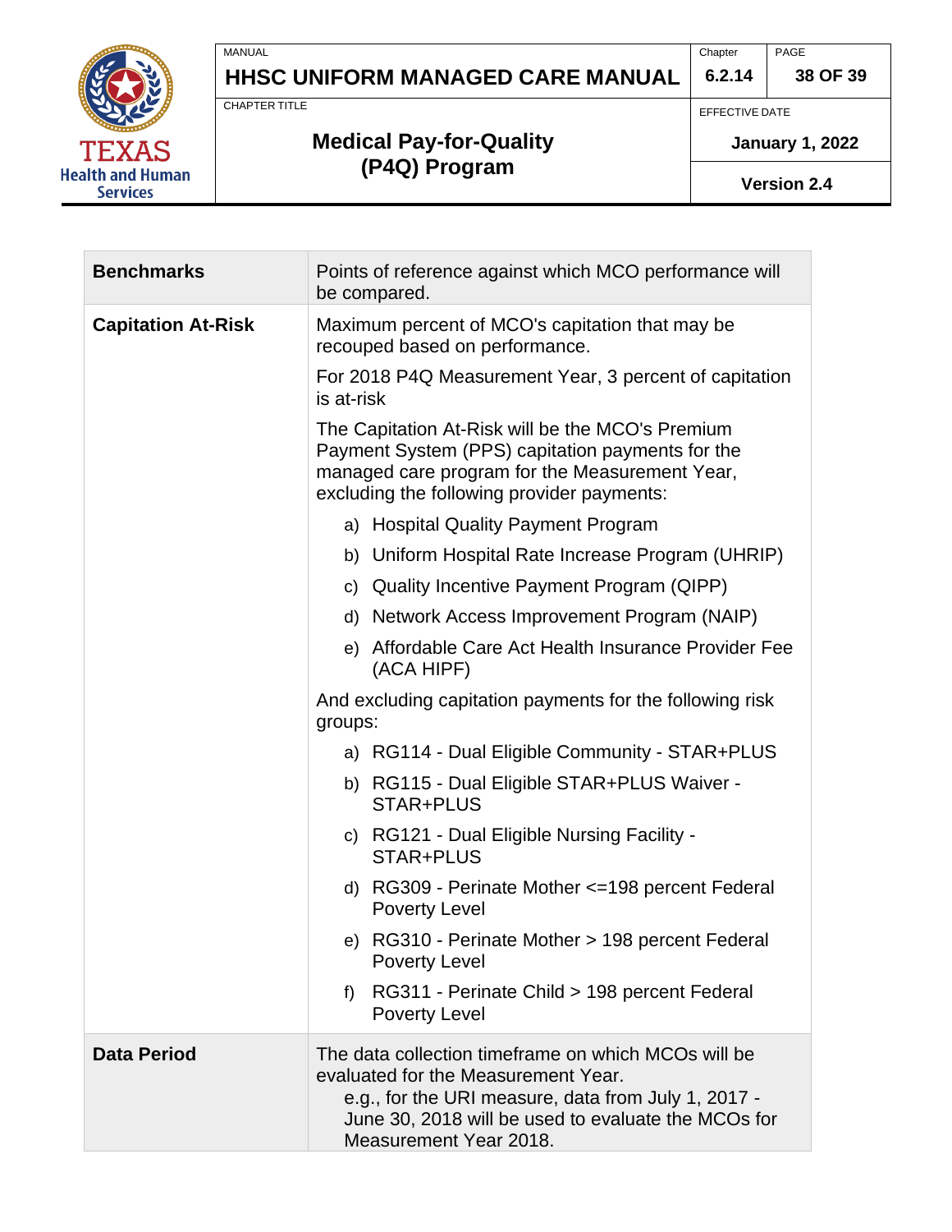| | |
|---|---|
| **Benchmarks** | Points of reference against which MCO performance will be compared. |
| **Capitation At-Risk** | Maximum percent of MCO's capitation that may be recouped based on performance.<br><br>For 2018 P4Q Measurement Year, 3 percent of capitation is at-risk<br><br>The Capitation At-Risk will be the MCO's Premium Payment System (PPS) capitation payments for the managed care program for the Measurement Year, excluding the following provider payments:<br><br>a) Hospital Quality Payment Program<br>b) Uniform Hospital Rate Increase Program (UHRIP)<br>c) Quality Incentive Payment Program (QIPP)<br>d) Network Access Improvement Program (NAIP)<br>e) Affordable Care Act Health Insurance Provider Fee (ACA HIPF)<br><br>And excluding capitation payments for the following risk groups:<br><br>a) RG114 - Dual Eligible Community - STAR+PLUS<br>b) RG115 - Dual Eligible STAR+PLUS Waiver - STAR+PLUS<br>c) RG121 - Dual Eligible Nursing Facility - STAR+PLUS<br>d) RG309 - Perinate Mother <=198 percent Federal Poverty Level<br>e) RG310 - Perinate Mother > 198 percent Federal Poverty Level<br>f) RG311 - Perinate Child > 198 percent Federal Poverty Level |
| **Data Period** | The data collection timeframe on which MCOs will be evaluated for the Measurement Year.<br>e.g., for the URI measure, data from July 1, 2017 - June 30, 2018 will be used to evaluate the MCOs for Measurement Year 2018. |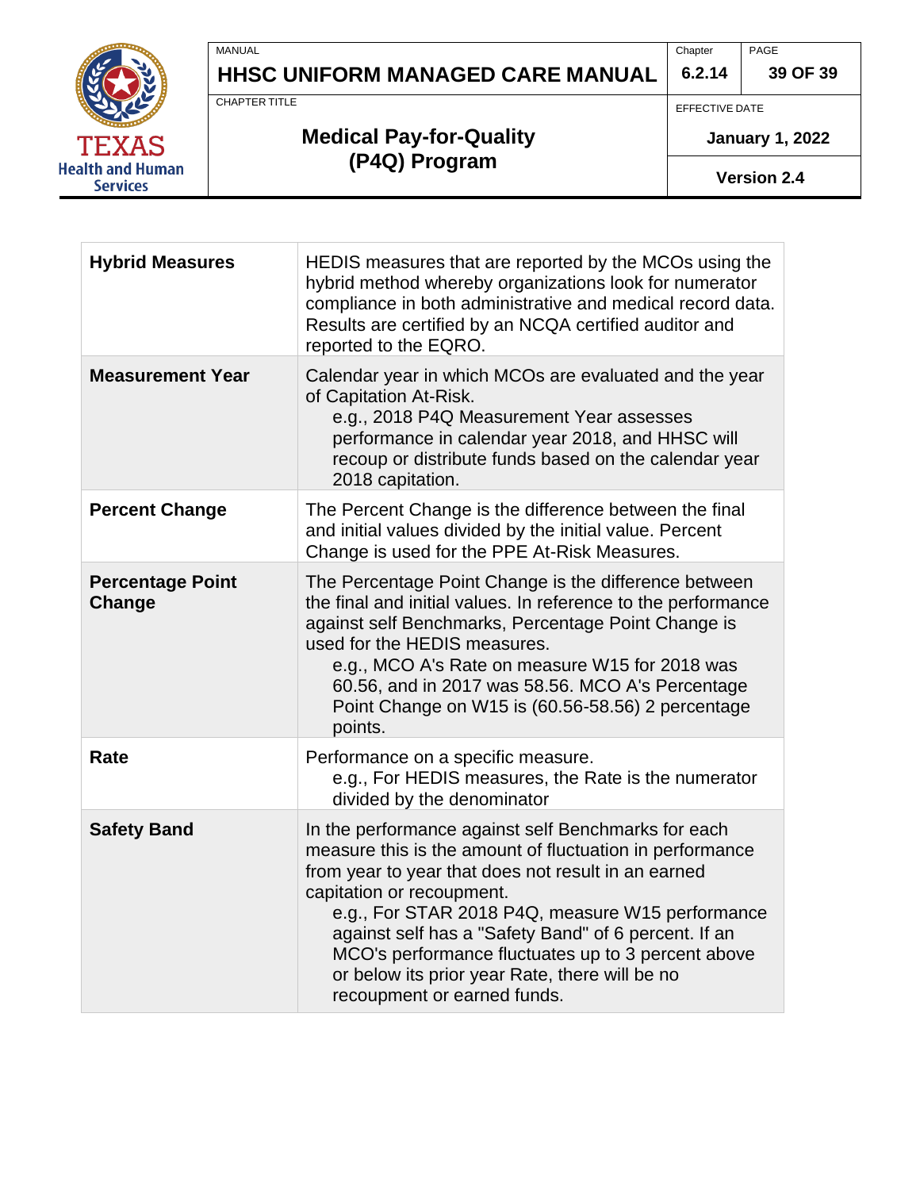| | |
|---|---|
| **Hybrid Measures** | HEDIS measures that are reported by the MCOs using the hybrid method whereby organizations look for numerator compliance in both administrative and medical record data. Results are certified by an NCQA certified auditor and reported to the EQRO. |
| **Measurement Year** | Calendar year in which MCOs are evaluated and the year of Capitation At-Risk.<br>e.g., 2018 P4Q Measurement Year assesses performance in calendar year 2018, and HHSC will recoup or distribute funds based on the calendar year 2018 capitation. |
| **Percent Change** | The Percent Change is the difference between the final and initial values divided by the initial value. Percent Change is used for the PPE At-Risk Measures. |
| **Percentage Point Change** | The Percentage Point Change is the difference between the final and initial values. In reference to the performance against self Benchmarks, Percentage Point Change is used for the HEDIS measures.<br>e.g., MCO A's Rate on measure W15 for 2018 was 60.56, and in 2017 was 58.56. MCO A's Percentage Point Change on W15 is (60.56-58.56) 2 percentage points. |
| **Rate** | Performance on a specific measure.<br>e.g., For HEDIS measures, the Rate is the numerator divided by the denominator |
| **Safety Band** | In the performance against self Benchmarks for each measure this is the amount of fluctuation in performance from year to year that does not result in an earned capitation or recoupment.<br>e.g., For STAR 2018 P4Q, measure W15 performance against self has a "Safety Band" of 6 percent. If an MCO's performance fluctuates up to 3 percent above or below its prior year Rate, there will be no recoupment or earned funds. |